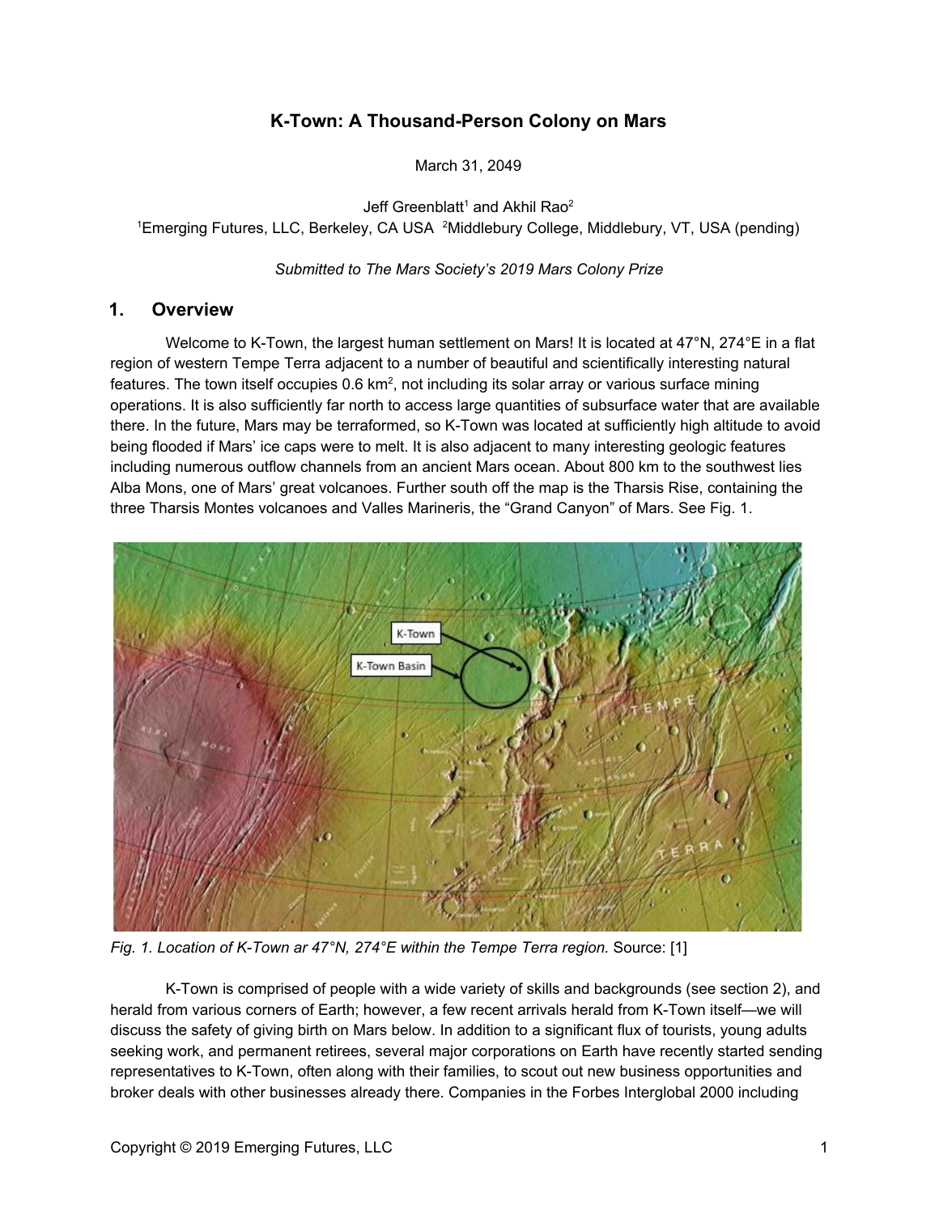# K-Town: A Thousand-Person Colony on Mars

March 31, 2049

Jeff Greenblatt[1] and Akhil Rao[2]
[1]Emerging Futures, LLC, Berkeley, CA USA [2]Middlebury College, Middlebury, VT, USA (pending)

*Submitted to The Mars Society's 2019 Mars Colony Prize*

## 1. Overview

Welcome to K-Town, the largest human settlement on Mars! It is located at 47°N, 274°E in a flat region of western Tempe Terra adjacent to a number of beautiful and scientifically interesting natural features. The town itself occupies 0.6 km$^2$, not including its solar array or various surface mining operations. It is also sufficiently far north to access large quantities of subsurface water that are available there. In the future, Mars may be terraformed, so K-Town was located at sufficiently high altitude to avoid being flooded if Mars' ice caps were to melt. It is also adjacent to many interesting geologic features including numerous outflow channels from an ancient Mars ocean. About 800 km to the southwest lies Alba Mons, one of Mars' great volcanoes. Further south off the map is the Tharsis Rise, containing the three Tharsis Montes volcanoes and Valles Marineris, the "Grand Canyon" of Mars. See Fig. 1.

K-Town
K-Town Basin

*Fig. 1. Location of K-Town ar 47°N, 274°E within the Tempe Terra region.* Source: [1]

K-Town is comprised of people with a wide variety of skills and backgrounds (see section 2), and herald from various corners of Earth; however, a few recent arrivals herald from K-Town itself—we will discuss the safety of giving birth on Mars below. In addition to a significant flux of tourists, young adults seeking work, and permanent retirees, several major corporations on Earth have recently started sending representatives to K-Town, often along with their families, to scout out new business opportunities and broker deals with other businesses already there. Companies in the Forbes Interglobal 2000 including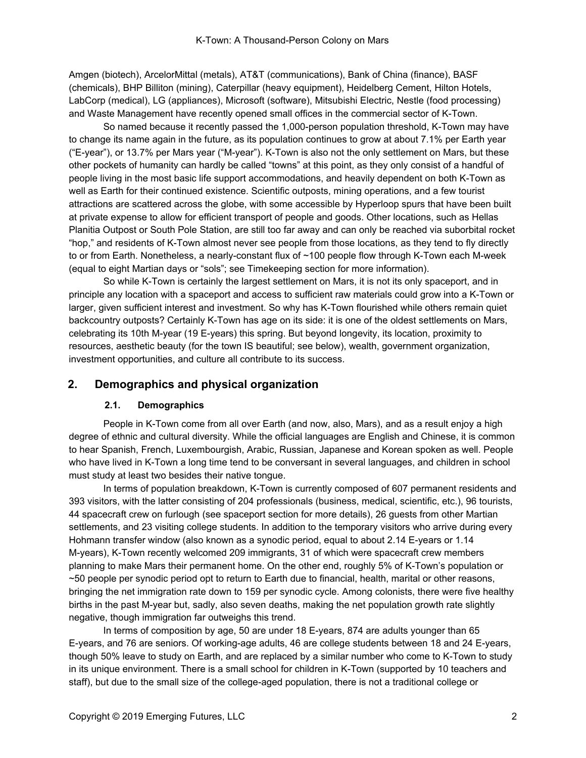Amgen (biotech), ArcelorMittal (metals), AT&T (communications), Bank of China (finance), BASF (chemicals), BHP Billiton (mining), Caterpillar (heavy equipment), Heidelberg Cement, Hilton Hotels, LabCorp (medical), LG (appliances), Microsoft (software), Mitsubishi Electric, Nestle (food processing) and Waste Management have recently opened small offices in the commercial sector of K-Town.

So named because it recently passed the 1,000-person population threshold, K-Town may have to change its name again in the future, as its population continues to grow at about 7.1% per Earth year ("E-year"), or 13.7% per Mars year ("M-year"). K-Town is also not the only settlement on Mars, but these other pockets of humanity can hardly be called "towns" at this point, as they only consist of a handful of people living in the most basic life support accommodations, and heavily dependent on both K-Town as well as Earth for their continued existence. Scientific outposts, mining operations, and a few tourist attractions are scattered across the globe, with some accessible by Hyperloop spurs that have been built at private expense to allow for efficient transport of people and goods. Other locations, such as Hellas Planitia Outpost or South Pole Station, are still too far away and can only be reached via suborbital rocket "hop," and residents of K-Town almost never see people from those locations, as they tend to fly directly to or from Earth. Nonetheless, a nearly-constant flux of ~100 people flow through K-Town each M-week (equal to eight Martian days or "sols"; see Timekeeping section for more information).

So while K-Town is certainly the largest settlement on Mars, it is not its only spaceport, and in principle any location with a spaceport and access to sufficient raw materials could grow into a K-Town or larger, given sufficient interest and investment. So why has K-Town flourished while others remain quiet backcountry outposts? Certainly K-Town has age on its side: it is one of the oldest settlements on Mars, celebrating its 10th M-year (19 E-years) this spring. But beyond longevity, its location, proximity to resources, aesthetic beauty (for the town IS beautiful; see below), wealth, government organization, investment opportunities, and culture all contribute to its success.

## 2. Demographics and physical organization

### 2.1. Demographics

People in K-Town come from all over Earth (and now, also, Mars), and as a result enjoy a high degree of ethnic and cultural diversity. While the official languages are English and Chinese, it is common to hear Spanish, French, Luxembourgish, Arabic, Russian, Japanese and Korean spoken as well. People who have lived in K-Town a long time tend to be conversant in several languages, and children in school must study at least two besides their native tongue.

In terms of population breakdown, K-Town is currently composed of 607 permanent residents and 393 visitors, with the latter consisting of 204 professionals (business, medical, scientific, etc.), 96 tourists, 44 spacecraft crew on furlough (see spaceport section for more details), 26 guests from other Martian settlements, and 23 visiting college students. In addition to the temporary visitors who arrive during every Hohmann transfer window (also known as a synodic period, equal to about 2.14 E-years or 1.14 M-years), K-Town recently welcomed 209 immigrants, 31 of which were spacecraft crew members planning to make Mars their permanent home. On the other end, roughly 5% of K-Town's population or ~50 people per synodic period opt to return to Earth due to financial, health, marital or other reasons, bringing the net immigration rate down to 159 per synodic cycle. Among colonists, there were five healthy births in the past M-year but, sadly, also seven deaths, making the net population growth rate slightly negative, though immigration far outweighs this trend.

In terms of composition by age, 50 are under 18 E-years, 874 are adults younger than 65 E-years, and 76 are seniors. Of working-age adults, 46 are college students between 18 and 24 E-years, though 50% leave to study on Earth, and are replaced by a similar number who come to K-Town to study in its unique environment. There is a small school for children in K-Town (supported by 10 teachers and staff), but due to the small size of the college-aged population, there is not a traditional college or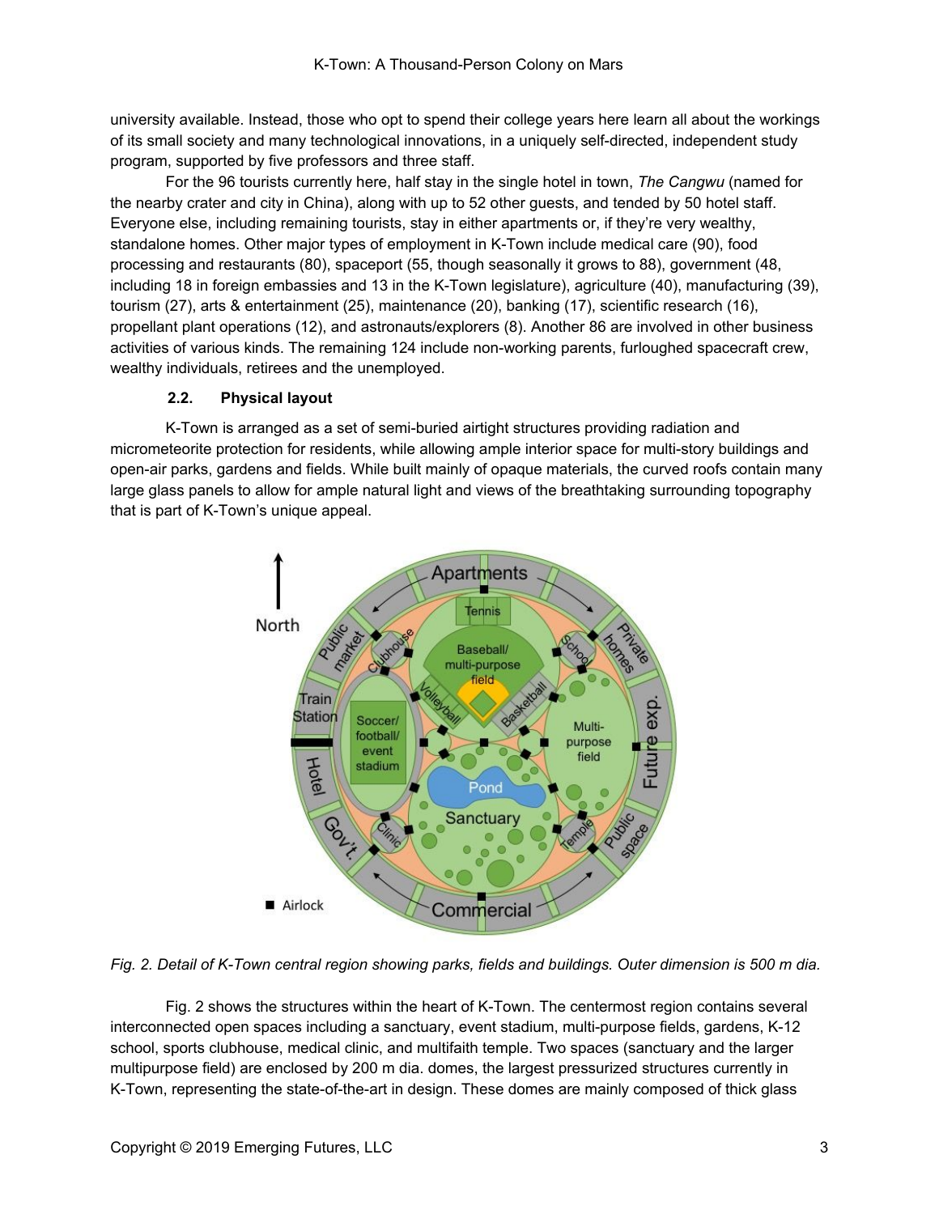university available. Instead, those who opt to spend their college years here learn all about the workings of its small society and many technological innovations, in a uniquely self-directed, independent study program, supported by five professors and three staff.

For the 96 tourists currently here, half stay in the single hotel in town, *The Cangwu* (named for the nearby crater and city in China), along with up to 52 other guests, and tended by 50 hotel staff. Everyone else, including remaining tourists, stay in either apartments or, if they're very wealthy, standalone homes. Other major types of employment in K-Town include medical care (90), food processing and restaurants (80), spaceport (55, though seasonally it grows to 88), government (48, including 18 in foreign embassies and 13 in the K-Town legislature), agriculture (40), manufacturing (39), tourism (27), arts & entertainment (25), maintenance (20), banking (17), scientific research (16), propellant plant operations (12), and astronauts/explorers (8). Another 86 are involved in other business activities of various kinds. The remaining 124 include non-working parents, furloughed spacecraft crew, wealthy individuals, retirees and the unemployed.

### 2.2. Physical layout

K-Town is arranged as a set of semi-buried airtight structures providing radiation and micrometeorite protection for residents, while allowing ample interior space for multi-story buildings and open-air parks, gardens and fields. While built mainly of opaque materials, the curved roofs contain many large glass panels to allow for ample natural light and views of the breathtaking surrounding topography that is part of K-Town's unique appeal.

*Fig. 2. Detail of K-Town central region showing parks, fields and buildings. Outer dimension is 500 m dia.*

Fig. 2 shows the structures within the heart of K-Town. The centermost region contains several interconnected open spaces including a sanctuary, event stadium, multi-purpose fields, gardens, K-12 school, sports clubhouse, medical clinic, and multifaith temple. Two spaces (sanctuary and the larger multipurpose field) are enclosed by 200 m dia. domes, the largest pressurized structures currently in K-Town, representing the state-of-the-art in design. These domes are mainly composed of thick glass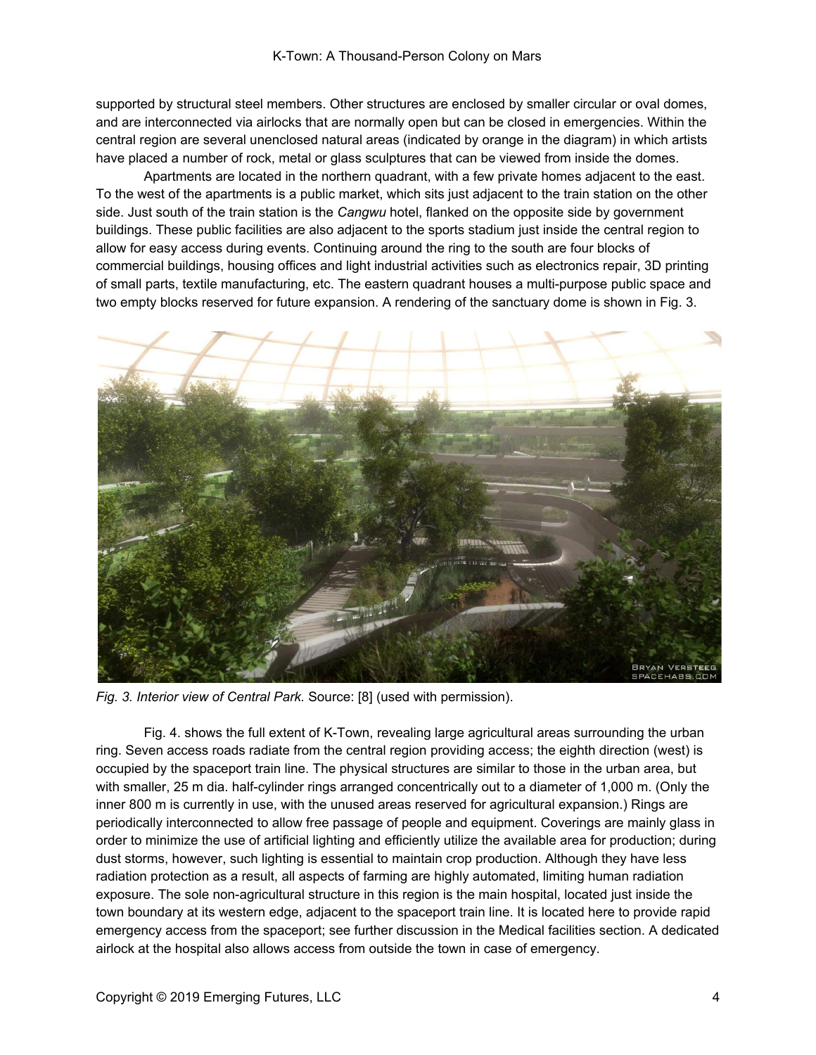supported by structural steel members. Other structures are enclosed by smaller circular or oval domes, and are interconnected via airlocks that are normally open but can be closed in emergencies. Within the central region are several unenclosed natural areas (indicated by orange in the diagram) in which artists have placed a number of rock, metal or glass sculptures that can be viewed from inside the domes.

Apartments are located in the northern quadrant, with a few private homes adjacent to the east. To the west of the apartments is a public market, which sits just adjacent to the train station on the other side. Just south of the train station is the *Cangwu* hotel, flanked on the opposite side by government buildings. These public facilities are also adjacent to the sports stadium just inside the central region to allow for easy access during events. Continuing around the ring to the south are four blocks of commercial buildings, housing offices and light industrial activities such as electronics repair, 3D printing of small parts, textile manufacturing, etc. The eastern quadrant houses a multi-purpose public space and two empty blocks reserved for future expansion. A rendering of the sanctuary dome is shown in Fig. 3.

*Fig. 3. Interior view of Central Park.* Source: [8] (used with permission).

Fig. 4. shows the full extent of K-Town, revealing large agricultural areas surrounding the urban ring. Seven access roads radiate from the central region providing access; the eighth direction (west) is occupied by the spaceport train line. The physical structures are similar to those in the urban area, but with smaller, 25 m dia. half-cylinder rings arranged concentrically out to a diameter of 1,000 m. (Only the inner 800 m is currently in use, with the unused areas reserved for agricultural expansion.) Rings are periodically interconnected to allow free passage of people and equipment. Coverings are mainly glass in order to minimize the use of artificial lighting and efficiently utilize the available area for production; during dust storms, however, such lighting is essential to maintain crop production. Although they have less radiation protection as a result, all aspects of farming are highly automated, limiting human radiation exposure. The sole non-agricultural structure in this region is the main hospital, located just inside the town boundary at its western edge, adjacent to the spaceport train line. It is located here to provide rapid emergency access from the spaceport; see further discussion in the Medical facilities section. A dedicated airlock at the hospital also allows access from outside the town in case of emergency.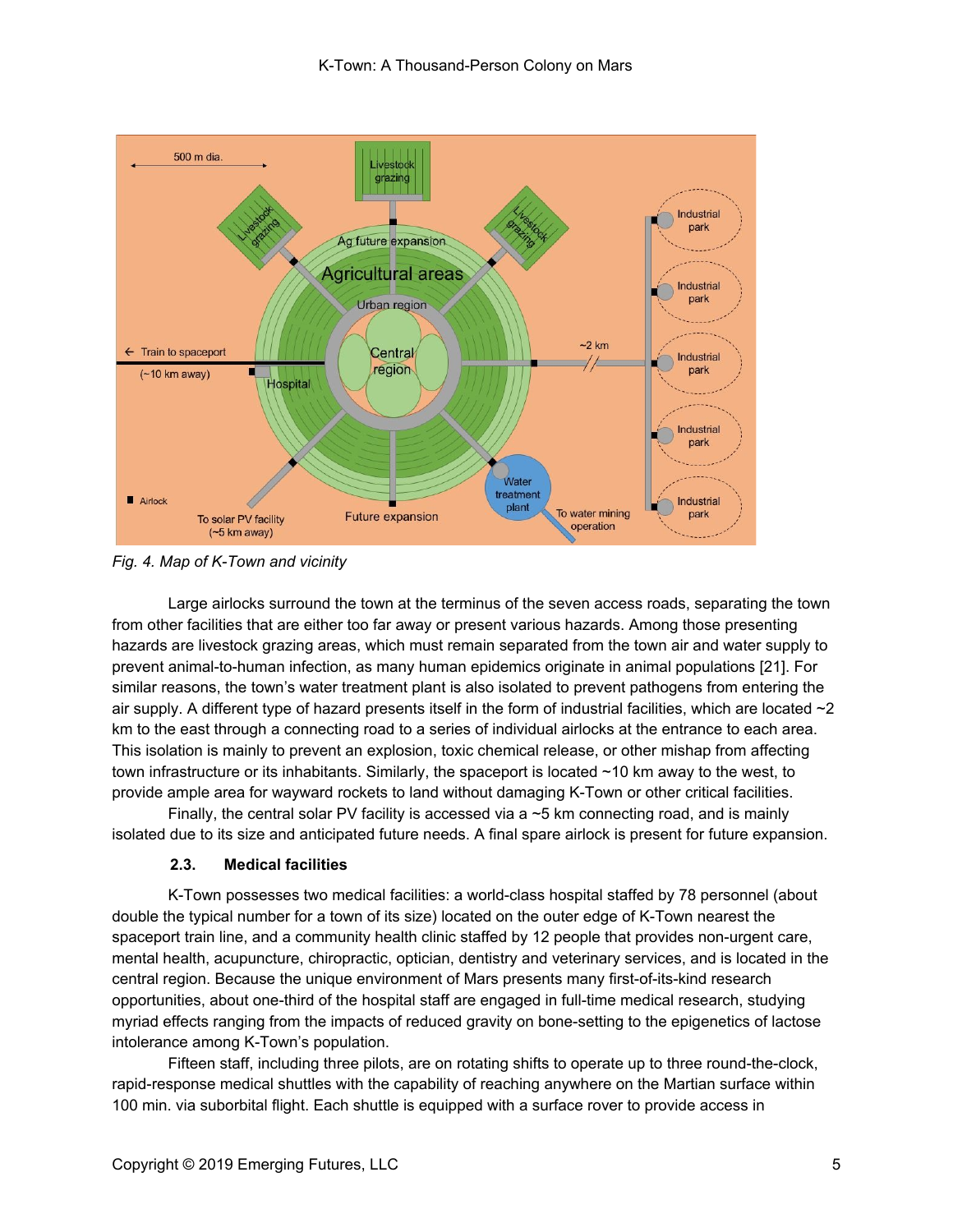500 m dia.

Livestock grazing

Livestock grazing

Livestock grazing

Ag future expansion

Agricultural areas

Urban region

Central region

Hospital

← Train to spaceport

(~10 km away)

~2 km

Industrial park

Industrial park

Industrial park

Industrial park

Industrial park

Water treatment plant

To water mining operation

Future expansion

To solar PV facility (~5 km away)

■ Airlock

*Fig. 4. Map of K-Town and vicinity*

Large airlocks surround the town at the terminus of the seven access roads, separating the town from other facilities that are either too far away or present various hazards. Among those presenting hazards are livestock grazing areas, which must remain separated from the town air and water supply to prevent animal-to-human infection, as many human epidemics originate in animal populations [21]. For similar reasons, the town's water treatment plant is also isolated to prevent pathogens from entering the air supply. A different type of hazard presents itself in the form of industrial facilities, which are located ~2 km to the east through a connecting road to a series of individual airlocks at the entrance to each area. This isolation is mainly to prevent an explosion, toxic chemical release, or other mishap from affecting town infrastructure or its inhabitants. Similarly, the spaceport is located ~10 km away to the west, to provide ample area for wayward rockets to land without damaging K-Town or other critical facilities.

Finally, the central solar PV facility is accessed via a ~5 km connecting road, and is mainly isolated due to its size and anticipated future needs. A final spare airlock is present for future expansion.

### 2.3. Medical facilities

K-Town possesses two medical facilities: a world-class hospital staffed by 78 personnel (about double the typical number for a town of its size) located on the outer edge of K-Town nearest the spaceport train line, and a community health clinic staffed by 12 people that provides non-urgent care, mental health, acupuncture, chiropractic, optician, dentistry and veterinary services, and is located in the central region. Because the unique environment of Mars presents many first-of-its-kind research opportunities, about one-third of the hospital staff are engaged in full-time medical research, studying myriad effects ranging from the impacts of reduced gravity on bone-setting to the epigenetics of lactose intolerance among K-Town's population.

Fifteen staff, including three pilots, are on rotating shifts to operate up to three round-the-clock, rapid-response medical shuttles with the capability of reaching anywhere on the Martian surface within 100 min. via suborbital flight. Each shuttle is equipped with a surface rover to provide access in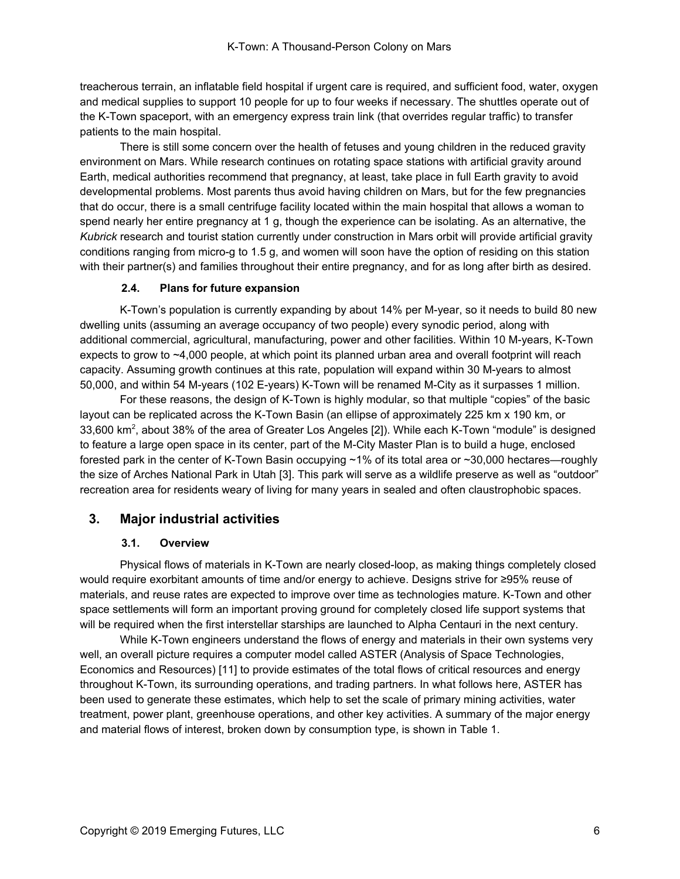treacherous terrain, an inflatable field hospital if urgent care is required, and sufficient food, water, oxygen and medical supplies to support 10 people for up to four weeks if necessary. The shuttles operate out of the K-Town spaceport, with an emergency express train link (that overrides regular traffic) to transfer patients to the main hospital.

There is still some concern over the health of fetuses and young children in the reduced gravity environment on Mars. While research continues on rotating space stations with artificial gravity around Earth, medical authorities recommend that pregnancy, at least, take place in full Earth gravity to avoid developmental problems. Most parents thus avoid having children on Mars, but for the few pregnancies that do occur, there is a small centrifuge facility located within the main hospital that allows a woman to spend nearly her entire pregnancy at 1 g, though the experience can be isolating. As an alternative, the *Kubrick* research and tourist station currently under construction in Mars orbit will provide artificial gravity conditions ranging from micro-g to 1.5 g, and women will soon have the option of residing on this station with their partner(s) and families throughout their entire pregnancy, and for as long after birth as desired.

### 2.4. Plans for future expansion

K-Town's population is currently expanding by about 14% per M-year, so it needs to build 80 new dwelling units (assuming an average occupancy of two people) every synodic period, along with additional commercial, agricultural, manufacturing, power and other facilities. Within 10 M-years, K-Town expects to grow to ~4,000 people, at which point its planned urban area and overall footprint will reach capacity. Assuming growth continues at this rate, population will expand within 30 M-years to almost 50,000, and within 54 M-years (102 E-years) K-Town will be renamed M-City as it surpasses 1 million.

For these reasons, the design of K-Town is highly modular, so that multiple "copies" of the basic layout can be replicated across the K-Town Basin (an ellipse of approximately 225 km x 190 km, or 33,600 km$^2$, about 38% of the area of Greater Los Angeles [2]). While each K-Town "module" is designed to feature a large open space in its center, part of the M-City Master Plan is to build a huge, enclosed forested park in the center of K-Town Basin occupying ~1% of its total area or ~30,000 hectares—roughly the size of Arches National Park in Utah [3]. This park will serve as a wildlife preserve as well as "outdoor" recreation area for residents weary of living for many years in sealed and often claustrophobic spaces.

## 3. Major industrial activities

### 3.1. Overview

Physical flows of materials in K-Town are nearly closed-loop, as making things completely closed would require exorbitant amounts of time and/or energy to achieve. Designs strive for ≥95% reuse of materials, and reuse rates are expected to improve over time as technologies mature. K-Town and other space settlements will form an important proving ground for completely closed life support systems that will be required when the first interstellar starships are launched to Alpha Centauri in the next century.

While K-Town engineers understand the flows of energy and materials in their own systems very well, an overall picture requires a computer model called ASTER (Analysis of Space Technologies, Economics and Resources) [11] to provide estimates of the total flows of critical resources and energy throughout K-Town, its surrounding operations, and trading partners. In what follows here, ASTER has been used to generate these estimates, which help to set the scale of primary mining activities, water treatment, power plant, greenhouse operations, and other key activities. A summary of the major energy and material flows of interest, broken down by consumption type, is shown in Table 1.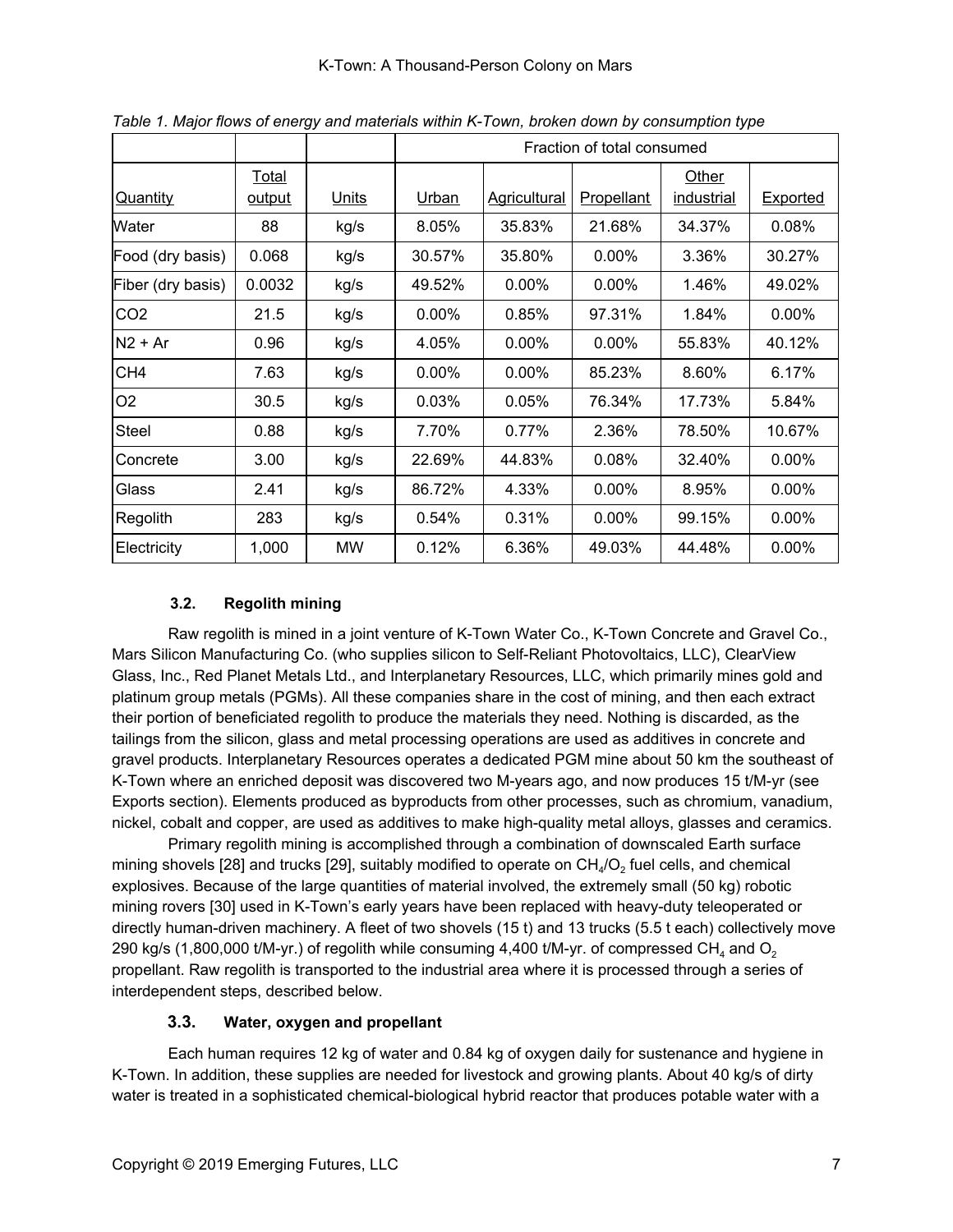*Table 1. Major flows of energy and materials within K-Town, broken down by consumption type*

| | | | Fraction of total consumed | | | | |
|---|---|---|---|---|---|---|---|
| Quantity | Total output | Units | Urban | Agricultural | Propellant | Other industrial | Exported |
| Water | 88 | kg/s | 8.05% | 35.83% | 21.68% | 34.37% | 0.08% |
| Food (dry basis) | 0.068 | kg/s | 30.57% | 35.80% | 0.00% | 3.36% | 30.27% |
| Fiber (dry basis) | 0.0032 | kg/s | 49.52% | 0.00% | 0.00% | 1.46% | 49.02% |
| CO2 | 21.5 | kg/s | 0.00% | 0.85% | 97.31% | 1.84% | 0.00% |
| N2 + Ar | 0.96 | kg/s | 4.05% | 0.00% | 0.00% | 55.83% | 40.12% |
| CH4 | 7.63 | kg/s | 0.00% | 0.00% | 85.23% | 8.60% | 6.17% |
| O2 | 30.5 | kg/s | 0.03% | 0.05% | 76.34% | 17.73% | 5.84% |
| Steel | 0.88 | kg/s | 7.70% | 0.77% | 2.36% | 78.50% | 10.67% |
| Concrete | 3.00 | kg/s | 22.69% | 44.83% | 0.08% | 32.40% | 0.00% |
| Glass | 2.41 | kg/s | 86.72% | 4.33% | 0.00% | 8.95% | 0.00% |
| Regolith | 283 | kg/s | 0.54% | 0.31% | 0.00% | 99.15% | 0.00% |
| Electricity | 1,000 | MW | 0.12% | 6.36% | 49.03% | 44.48% | 0.00% |

### 3.2. Regolith mining

Raw regolith is mined in a joint venture of K-Town Water Co., K-Town Concrete and Gravel Co., Mars Silicon Manufacturing Co. (who supplies silicon to Self-Reliant Photovoltaics, LLC), ClearView Glass, Inc., Red Planet Metals Ltd., and Interplanetary Resources, LLC, which primarily mines gold and platinum group metals (PGMs). All these companies share in the cost of mining, and then each extract their portion of beneficiated regolith to produce the materials they need. Nothing is discarded, as the tailings from the silicon, glass and metal processing operations are used as additives in concrete and gravel products. Interplanetary Resources operates a dedicated PGM mine about 50 km the southeast of K-Town where an enriched deposit was discovered two M-years ago, and now produces 15 t/M-yr (see Exports section). Elements produced as byproducts from other processes, such as chromium, vanadium, nickel, cobalt and copper, are used as additives to make high-quality metal alloys, glasses and ceramics.

Primary regolith mining is accomplished through a combination of downscaled Earth surface mining shovels [28] and trucks [29], suitably modified to operate on $CH_4/O_2$ fuel cells, and chemical explosives. Because of the large quantities of material involved, the extremely small (50 kg) robotic mining rovers [30] used in K-Town's early years have been replaced with heavy-duty teleoperated or directly human-driven machinery. A fleet of two shovels (15 t) and 13 trucks (5.5 t each) collectively move 290 kg/s (1,800,000 t/M-yr.) of regolith while consuming 4,400 t/M-yr. of compressed $CH_4$ and $O_2$ propellant. Raw regolith is transported to the industrial area where it is processed through a series of interdependent steps, described below.

### 3.3. Water, oxygen and propellant

Each human requires 12 kg of water and 0.84 kg of oxygen daily for sustenance and hygiene in K-Town. In addition, these supplies are needed for livestock and growing plants. About 40 kg/s of dirty water is treated in a sophisticated chemical-biological hybrid reactor that produces potable water with a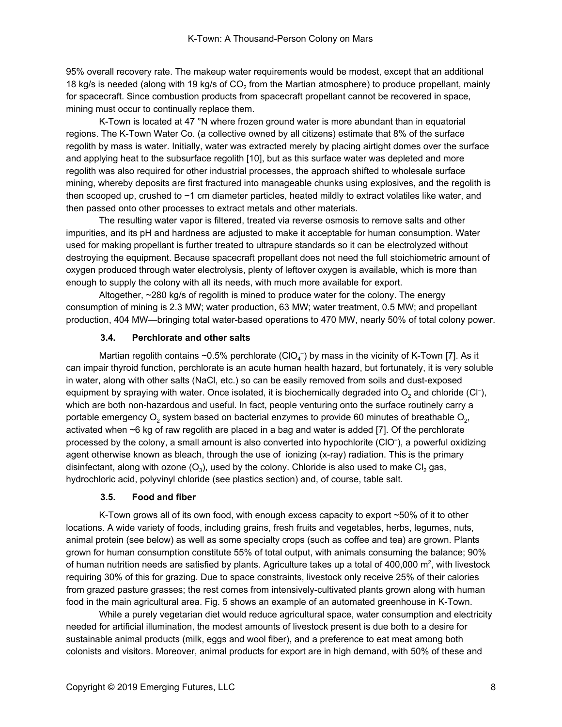95% overall recovery rate. The makeup water requirements would be modest, except that an additional 18 kg/s is needed (along with 19 kg/s of $CO_2$ from the Martian atmosphere) to produce propellant, mainly for spacecraft. Since combustion products from spacecraft propellant cannot be recovered in space, mining must occur to continually replace them.

K-Town is located at 47 °N where frozen ground water is more abundant than in equatorial regions. The K-Town Water Co. (a collective owned by all citizens) estimate that 8% of the surface regolith by mass is water. Initially, water was extracted merely by placing airtight domes over the surface and applying heat to the subsurface regolith [10], but as this surface water was depleted and more regolith was also required for other industrial processes, the approach shifted to wholesale surface mining, whereby deposits are first fractured into manageable chunks using explosives, and the regolith is then scooped up, crushed to ~1 cm diameter particles, heated mildly to extract volatiles like water, and then passed onto other processes to extract metals and other materials.

The resulting water vapor is filtered, treated via reverse osmosis to remove salts and other impurities, and its pH and hardness are adjusted to make it acceptable for human consumption. Water used for making propellant is further treated to ultrapure standards so it can be electrolyzed without destroying the equipment. Because spacecraft propellant does not need the full stoichiometric amount of oxygen produced through water electrolysis, plenty of leftover oxygen is available, which is more than enough to supply the colony with all its needs, with much more available for export.

Altogether, ~280 kg/s of regolith is mined to produce water for the colony. The energy consumption of mining is 2.3 MW; water production, 63 MW; water treatment, 0.5 MW; and propellant production, 404 MW—bringing total water-based operations to 470 MW, nearly 50% of total colony power.

### 3.4. Perchlorate and other salts

Martian regolith contains ~0.5% perchlorate ($ClO_4^-$) by mass in the vicinity of K-Town [7]. As it can impair thyroid function, perchlorate is an acute human health hazard, but fortunately, it is very soluble in water, along with other salts (NaCl, etc.) so can be easily removed from soils and dust-exposed equipment by spraying with water. Once isolated, it is biochemically degraded into $O_2$ and chloride ($Cl^-$), which are both non-hazardous and useful. In fact, people venturing onto the surface routinely carry a portable emergency $O_2$ system based on bacterial enzymes to provide 60 minutes of breathable $O_2$, activated when ~6 kg of raw regolith are placed in a bag and water is added [7]. Of the perchlorate processed by the colony, a small amount is also converted into hypochlorite ($ClO^-$), a powerful oxidizing agent otherwise known as bleach, through the use of ionizing (x-ray) radiation. This is the primary disinfectant, along with ozone ($O_3$), used by the colony. Chloride is also used to make $Cl_2$ gas, hydrochloric acid, polyvinyl chloride (see plastics section) and, of course, table salt.

### 3.5. Food and fiber

K-Town grows all of its own food, with enough excess capacity to export ~50% of it to other locations. A wide variety of foods, including grains, fresh fruits and vegetables, herbs, legumes, nuts, animal protein (see below) as well as some specialty crops (such as coffee and tea) are grown. Plants grown for human consumption constitute 55% of total output, with animals consuming the balance; 90% of human nutrition needs are satisfied by plants. Agriculture takes up a total of 400,000 m$^2$, with livestock requiring 30% of this for grazing. Due to space constraints, livestock only receive 25% of their calories from grazed pasture grasses; the rest comes from intensively-cultivated plants grown along with human food in the main agricultural area. Fig. 5 shows an example of an automated greenhouse in K-Town.

While a purely vegetarian diet would reduce agricultural space, water consumption and electricity needed for artificial illumination, the modest amounts of livestock present is due both to a desire for sustainable animal products (milk, eggs and wool fiber), and a preference to eat meat among both colonists and visitors. Moreover, animal products for export are in high demand, with 50% of these and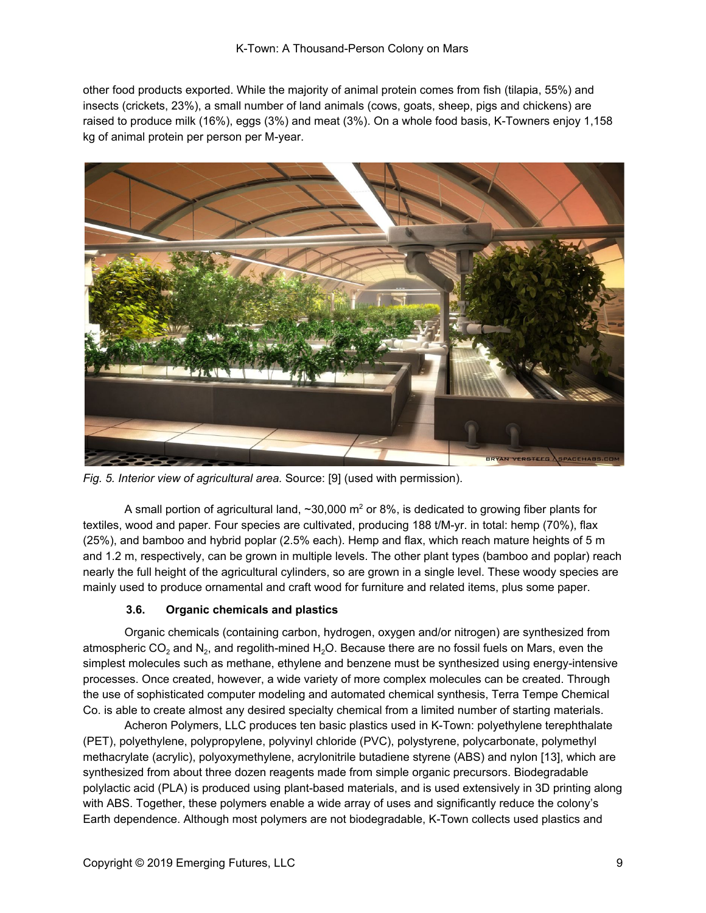other food products exported. While the majority of animal protein comes from fish (tilapia, 55%) and insects (crickets, 23%), a small number of land animals (cows, goats, sheep, pigs and chickens) are raised to produce milk (16%), eggs (3%) and meat (3%). On a whole food basis, K-Towners enjoy 1,158 kg of animal protein per person per M-year.

*Fig. 5. Interior view of agricultural area.* Source: [9] (used with permission).

A small portion of agricultural land, ~30,000 $m^2$ or 8%, is dedicated to growing fiber plants for textiles, wood and paper. Four species are cultivated, producing 188 t/M-yr. in total: hemp (70%), flax (25%), and bamboo and hybrid poplar (2.5% each). Hemp and flax, which reach mature heights of 5 m and 1.2 m, respectively, can be grown in multiple levels. The other plant types (bamboo and poplar) reach nearly the full height of the agricultural cylinders, so are grown in a single level. These woody species are mainly used to produce ornamental and craft wood for furniture and related items, plus some paper.

### 3.6. Organic chemicals and plastics

Organic chemicals (containing carbon, hydrogen, oxygen and/or nitrogen) are synthesized from atmospheric $CO_2$ and $N_2$, and regolith-mined $H_2O$. Because there are no fossil fuels on Mars, even the simplest molecules such as methane, ethylene and benzene must be synthesized using energy-intensive processes. Once created, however, a wide variety of more complex molecules can be created. Through the use of sophisticated computer modeling and automated chemical synthesis, Terra Tempe Chemical Co. is able to create almost any desired specialty chemical from a limited number of starting materials.

Acheron Polymers, LLC produces ten basic plastics used in K-Town: polyethylene terephthalate (PET), polyethylene, polypropylene, polyvinyl chloride (PVC), polystyrene, polycarbonate, polymethyl methacrylate (acrylic), polyoxymethylene, acrylonitrile butadiene styrene (ABS) and nylon [13], which are synthesized from about three dozen reagents made from simple organic precursors. Biodegradable polylactic acid (PLA) is produced using plant-based materials, and is used extensively in 3D printing along with ABS. Together, these polymers enable a wide array of uses and significantly reduce the colony's Earth dependence. Although most polymers are not biodegradable, K-Town collects used plastics and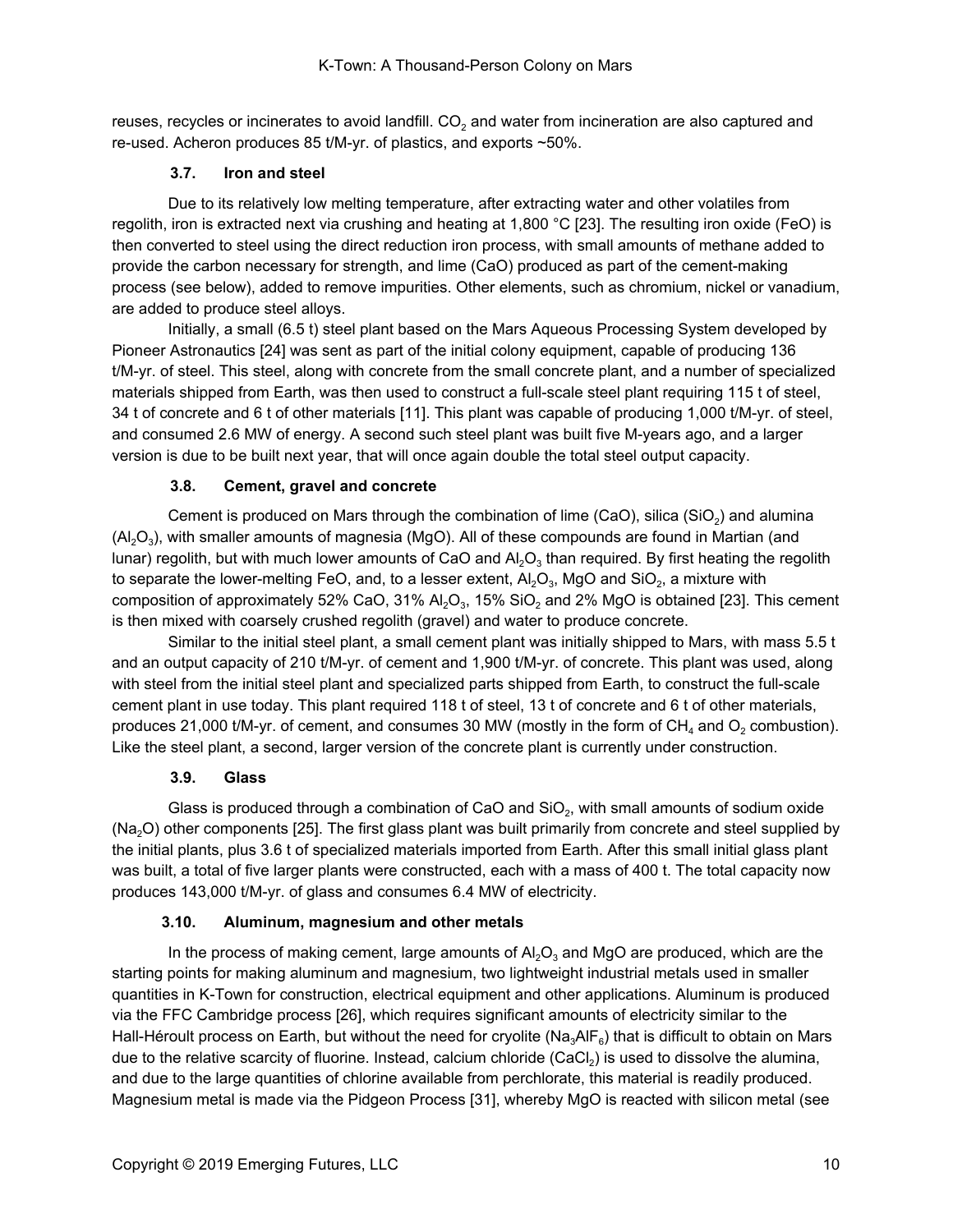reuses, recycles or incinerates to avoid landfill. $CO_2$ and water from incineration are also captured and re-used. Acheron produces 85 t/M-yr. of plastics, and exports ~50%.

### 3.7. Iron and steel

Due to its relatively low melting temperature, after extracting water and other volatiles from regolith, iron is extracted next via crushing and heating at 1,800 °C [23]. The resulting iron oxide (FeO) is then converted to steel using the direct reduction iron process, with small amounts of methane added to provide the carbon necessary for strength, and lime (CaO) produced as part of the cement-making process (see below), added to remove impurities. Other elements, such as chromium, nickel or vanadium, are added to produce steel alloys.

Initially, a small (6.5 t) steel plant based on the Mars Aqueous Processing System developed by Pioneer Astronautics [24] was sent as part of the initial colony equipment, capable of producing 136 t/M-yr. of steel. This steel, along with concrete from the small concrete plant, and a number of specialized materials shipped from Earth, was then used to construct a full-scale steel plant requiring 115 t of steel, 34 t of concrete and 6 t of other materials [11]. This plant was capable of producing 1,000 t/M-yr. of steel, and consumed 2.6 MW of energy. A second such steel plant was built five M-years ago, and a larger version is due to be built next year, that will once again double the total steel output capacity.

### 3.8. Cement, gravel and concrete

Cement is produced on Mars through the combination of lime (CaO), silica ($SiO_2$) and alumina ($Al_2O_3$), with smaller amounts of magnesia (MgO). All of these compounds are found in Martian (and lunar) regolith, but with much lower amounts of CaO and $Al_2O_3$ than required. By first heating the regolith to separate the lower-melting FeO, and, to a lesser extent, $Al_2O_3$, MgO and $SiO_2$, a mixture with composition of approximately 52% CaO, 31% $Al_2O_3$, 15% $SiO_2$ and 2% MgO is obtained [23]. This cement is then mixed with coarsely crushed regolith (gravel) and water to produce concrete.

Similar to the initial steel plant, a small cement plant was initially shipped to Mars, with mass 5.5 t and an output capacity of 210 t/M-yr. of cement and 1,900 t/M-yr. of concrete. This plant was used, along with steel from the initial steel plant and specialized parts shipped from Earth, to construct the full-scale cement plant in use today. This plant required 118 t of steel, 13 t of concrete and 6 t of other materials, produces 21,000 t/M-yr. of cement, and consumes 30 MW (mostly in the form of $CH_4$ and $O_2$ combustion). Like the steel plant, a second, larger version of the concrete plant is currently under construction.

### 3.9. Glass

Glass is produced through a combination of CaO and $SiO_2$, with small amounts of sodium oxide ($Na_2O$) other components [25]. The first glass plant was built primarily from concrete and steel supplied by the initial plants, plus 3.6 t of specialized materials imported from Earth. After this small initial glass plant was built, a total of five larger plants were constructed, each with a mass of 400 t. The total capacity now produces 143,000 t/M-yr. of glass and consumes 6.4 MW of electricity.

### 3.10. Aluminum, magnesium and other metals

In the process of making cement, large amounts of $Al_2O_3$ and MgO are produced, which are the starting points for making aluminum and magnesium, two lightweight industrial metals used in smaller quantities in K-Town for construction, electrical equipment and other applications. Aluminum is produced via the FFC Cambridge process [26], which requires significant amounts of electricity similar to the Hall-Héroult process on Earth, but without the need for cryolite ($Na_3AlF_6$) that is difficult to obtain on Mars due to the relative scarcity of fluorine. Instead, calcium chloride ($CaCl_2$) is used to dissolve the alumina, and due to the large quantities of chlorine available from perchlorate, this material is readily produced. Magnesium metal is made via the Pidgeon Process [31], whereby MgO is reacted with silicon metal (see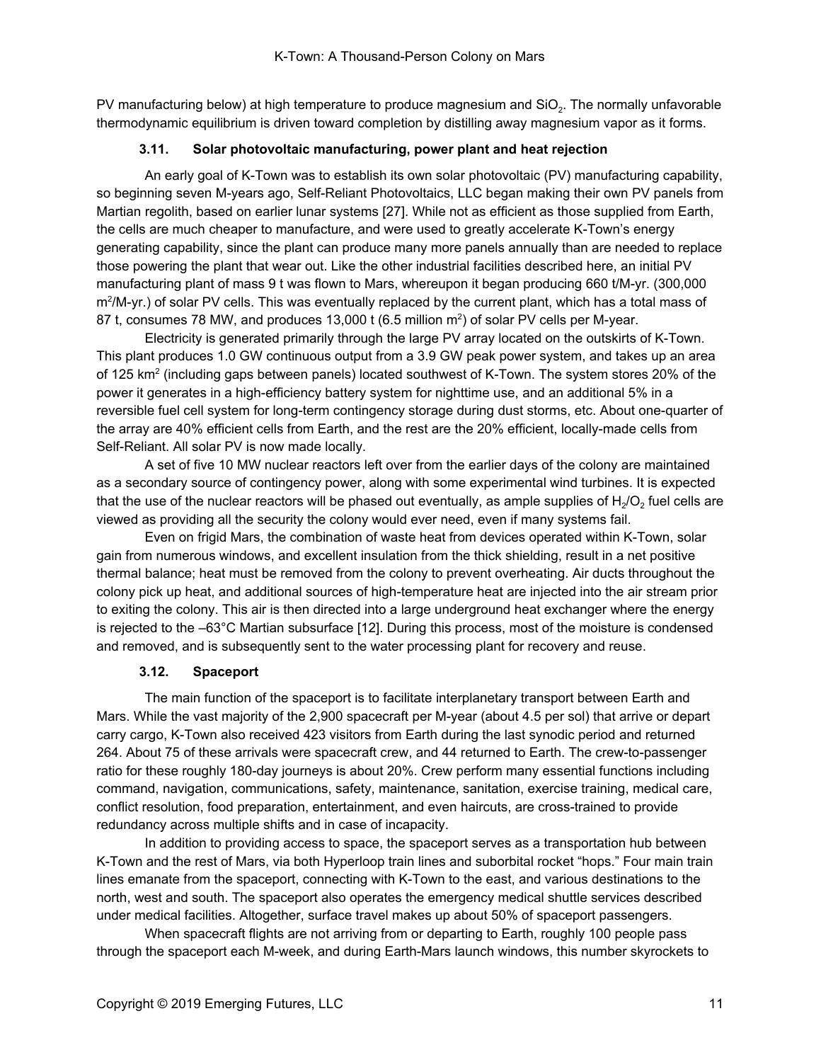PV manufacturing below) at high temperature to produce magnesium and $SiO_2$. The normally unfavorable thermodynamic equilibrium is driven toward completion by distilling away magnesium vapor as it forms.

### 3.11. Solar photovoltaic manufacturing, power plant and heat rejection

An early goal of K-Town was to establish its own solar photovoltaic (PV) manufacturing capability, so beginning seven M-years ago, Self-Reliant Photovoltaics, LLC began making their own PV panels from Martian regolith, based on earlier lunar systems [27]. While not as efficient as those supplied from Earth, the cells are much cheaper to manufacture, and were used to greatly accelerate K-Town's energy generating capability, since the plant can produce many more panels annually than are needed to replace those powering the plant that wear out. Like the other industrial facilities described here, an initial PV manufacturing plant of mass 9 t was flown to Mars, whereupon it began producing 660 t/M-yr. (300,000 $m^2$/M-yr.) of solar PV cells. This was eventually replaced by the current plant, which has a total mass of 87 t, consumes 78 MW, and produces 13,000 t (6.5 million $m^2$) of solar PV cells per M-year.

Electricity is generated primarily through the large PV array located on the outskirts of K-Town. This plant produces 1.0 GW continuous output from a 3.9 GW peak power system, and takes up an area of 125 $km^2$ (including gaps between panels) located southwest of K-Town. The system stores 20% of the power it generates in a high-efficiency battery system for nighttime use, and an additional 5% in a reversible fuel cell system for long-term contingency storage during dust storms, etc. About one-quarter of the array are 40% efficient cells from Earth, and the rest are the 20% efficient, locally-made cells from Self-Reliant. All solar PV is now made locally.

A set of five 10 MW nuclear reactors left over from the earlier days of the colony are maintained as a secondary source of contingency power, along with some experimental wind turbines. It is expected that the use of the nuclear reactors will be phased out eventually, as ample supplies of $H_2$/$O_2$ fuel cells are viewed as providing all the security the colony would ever need, even if many systems fail.

Even on frigid Mars, the combination of waste heat from devices operated within K-Town, solar gain from numerous windows, and excellent insulation from the thick shielding, result in a net positive thermal balance; heat must be removed from the colony to prevent overheating. Air ducts throughout the colony pick up heat, and additional sources of high-temperature heat are injected into the air stream prior to exiting the colony. This air is then directed into a large underground heat exchanger where the energy is rejected to the –63°C Martian subsurface [12]. During this process, most of the moisture is condensed and removed, and is subsequently sent to the water processing plant for recovery and reuse.

### 3.12. Spaceport

The main function of the spaceport is to facilitate interplanetary transport between Earth and Mars. While the vast majority of the 2,900 spacecraft per M-year (about 4.5 per sol) that arrive or depart carry cargo, K-Town also received 423 visitors from Earth during the last synodic period and returned 264. About 75 of these arrivals were spacecraft crew, and 44 returned to Earth. The crew-to-passenger ratio for these roughly 180-day journeys is about 20%. Crew perform many essential functions including command, navigation, communications, safety, maintenance, sanitation, exercise training, medical care, conflict resolution, food preparation, entertainment, and even haircuts, are cross-trained to provide redundancy across multiple shifts and in case of incapacity.

In addition to providing access to space, the spaceport serves as a transportation hub between K-Town and the rest of Mars, via both Hyperloop train lines and suborbital rocket "hops." Four main train lines emanate from the spaceport, connecting with K-Town to the east, and various destinations to the north, west and south. The spaceport also operates the emergency medical shuttle services described under medical facilities. Altogether, surface travel makes up about 50% of spaceport passengers.

When spacecraft flights are not arriving from or departing to Earth, roughly 100 people pass through the spaceport each M-week, and during Earth-Mars launch windows, this number skyrockets to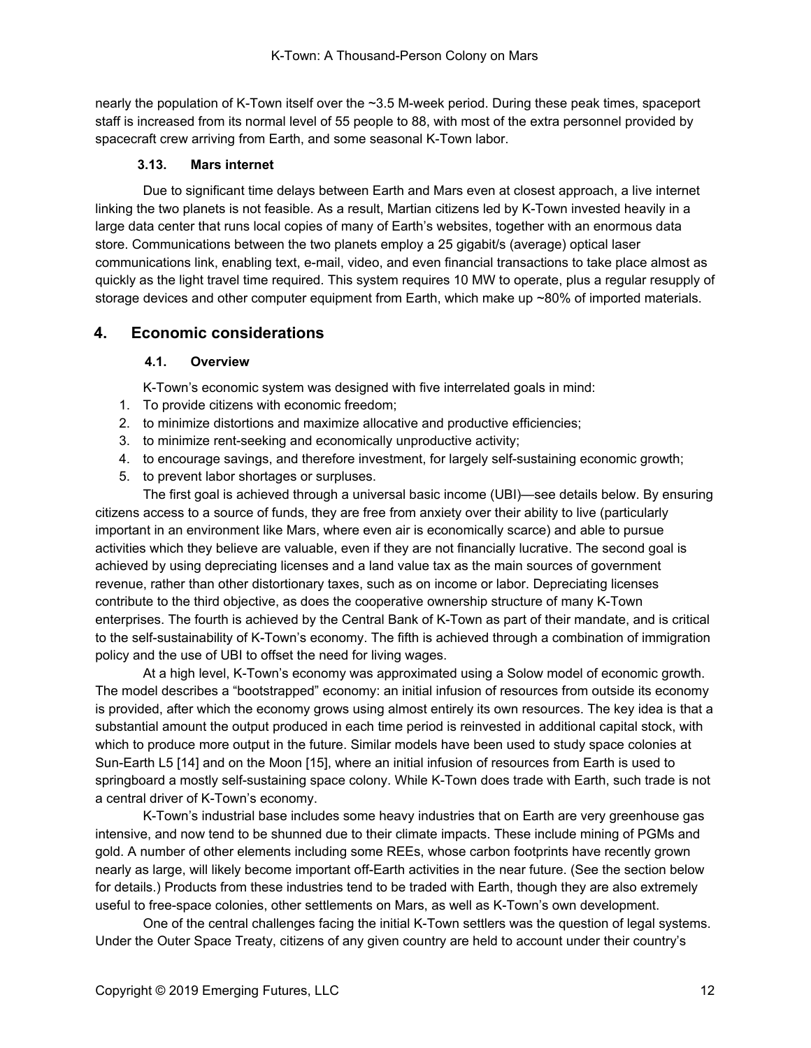nearly the population of K-Town itself over the ~3.5 M-week period. During these peak times, spaceport staff is increased from its normal level of 55 people to 88, with most of the extra personnel provided by spacecraft crew arriving from Earth, and some seasonal K-Town labor.

### 3.13. Mars internet

Due to significant time delays between Earth and Mars even at closest approach, a live internet linking the two planets is not feasible. As a result, Martian citizens led by K-Town invested heavily in a large data center that runs local copies of many of Earth's websites, together with an enormous data store. Communications between the two planets employ a 25 gigabit/s (average) optical laser communications link, enabling text, e-mail, video, and even financial transactions to take place almost as quickly as the light travel time required. This system requires 10 MW to operate, plus a regular resupply of storage devices and other computer equipment from Earth, which make up ~80% of imported materials.

## 4. Economic considerations

### 4.1. Overview

K-Town's economic system was designed with five interrelated goals in mind:

1. To provide citizens with economic freedom;
2. to minimize distortions and maximize allocative and productive efficiencies;
3. to minimize rent-seeking and economically unproductive activity;
4. to encourage savings, and therefore investment, for largely self-sustaining economic growth;
5. to prevent labor shortages or surpluses.

The first goal is achieved through a universal basic income (UBI)—see details below. By ensuring citizens access to a source of funds, they are free from anxiety over their ability to live (particularly important in an environment like Mars, where even air is economically scarce) and able to pursue activities which they believe are valuable, even if they are not financially lucrative. The second goal is achieved by using depreciating licenses and a land value tax as the main sources of government revenue, rather than other distortionary taxes, such as on income or labor. Depreciating licenses contribute to the third objective, as does the cooperative ownership structure of many K-Town enterprises. The fourth is achieved by the Central Bank of K-Town as part of their mandate, and is critical to the self-sustainability of K-Town's economy. The fifth is achieved through a combination of immigration policy and the use of UBI to offset the need for living wages.

At a high level, K-Town's economy was approximated using a Solow model of economic growth. The model describes a "bootstrapped" economy: an initial infusion of resources from outside its economy is provided, after which the economy grows using almost entirely its own resources. The key idea is that a substantial amount the output produced in each time period is reinvested in additional capital stock, with which to produce more output in the future. Similar models have been used to study space colonies at Sun-Earth L5 [14] and on the Moon [15], where an initial infusion of resources from Earth is used to springboard a mostly self-sustaining space colony. While K-Town does trade with Earth, such trade is not a central driver of K-Town's economy.

K-Town's industrial base includes some heavy industries that on Earth are very greenhouse gas intensive, and now tend to be shunned due to their climate impacts. These include mining of PGMs and gold. A number of other elements including some REEs, whose carbon footprints have recently grown nearly as large, will likely become important off-Earth activities in the near future. (See the section below for details.) Products from these industries tend to be traded with Earth, though they are also extremely useful to free-space colonies, other settlements on Mars, as well as K-Town's own development.

One of the central challenges facing the initial K-Town settlers was the question of legal systems. Under the Outer Space Treaty, citizens of any given country are held to account under their country's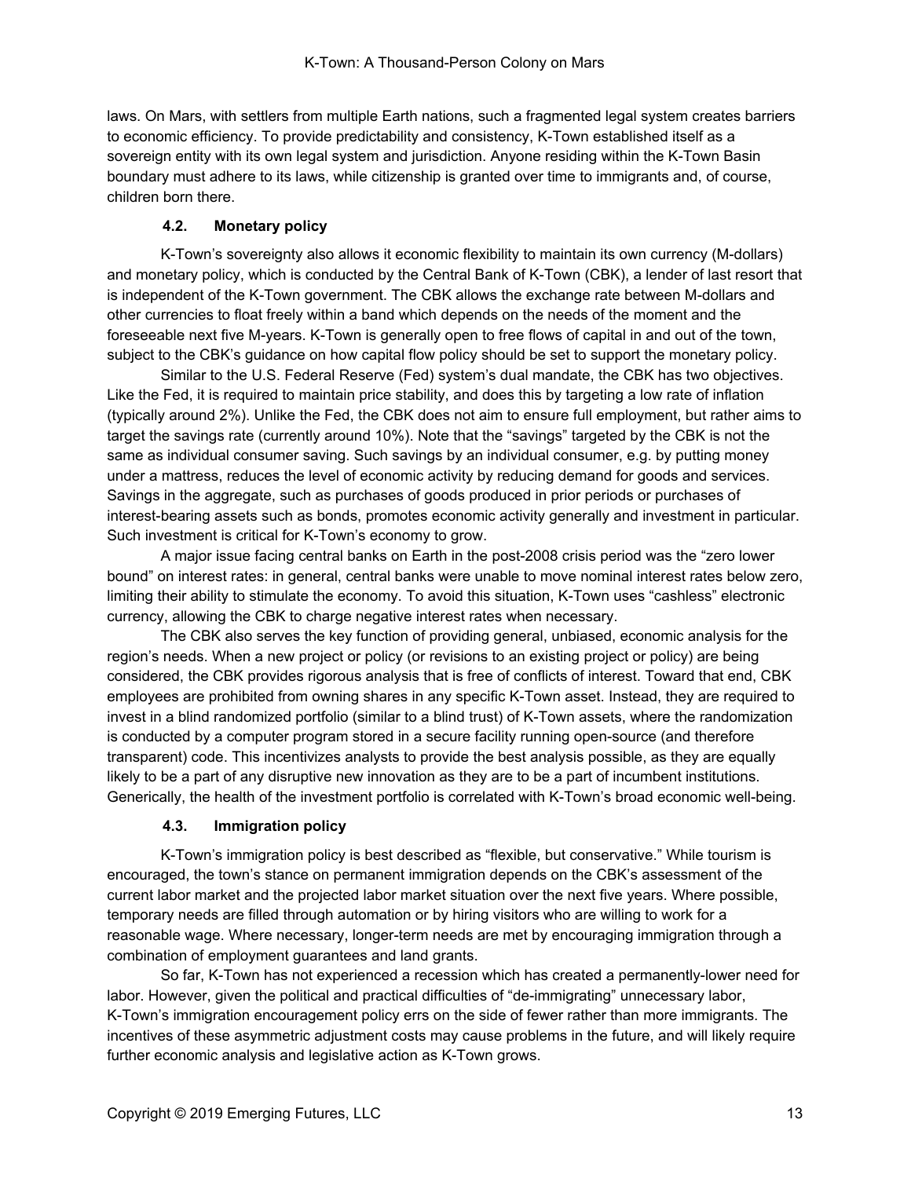laws. On Mars, with settlers from multiple Earth nations, such a fragmented legal system creates barriers to economic efficiency. To provide predictability and consistency, K-Town established itself as a sovereign entity with its own legal system and jurisdiction. Anyone residing within the K-Town Basin boundary must adhere to its laws, while citizenship is granted over time to immigrants and, of course, children born there.

### 4.2. Monetary policy

K-Town's sovereignty also allows it economic flexibility to maintain its own currency (M-dollars) and monetary policy, which is conducted by the Central Bank of K-Town (CBK), a lender of last resort that is independent of the K-Town government. The CBK allows the exchange rate between M-dollars and other currencies to float freely within a band which depends on the needs of the moment and the foreseeable next five M-years. K-Town is generally open to free flows of capital in and out of the town, subject to the CBK's guidance on how capital flow policy should be set to support the monetary policy.

Similar to the U.S. Federal Reserve (Fed) system's dual mandate, the CBK has two objectives. Like the Fed, it is required to maintain price stability, and does this by targeting a low rate of inflation (typically around 2%). Unlike the Fed, the CBK does not aim to ensure full employment, but rather aims to target the savings rate (currently around 10%). Note that the "savings" targeted by the CBK is not the same as individual consumer saving. Such savings by an individual consumer, e.g. by putting money under a mattress, reduces the level of economic activity by reducing demand for goods and services. Savings in the aggregate, such as purchases of goods produced in prior periods or purchases of interest-bearing assets such as bonds, promotes economic activity generally and investment in particular. Such investment is critical for K-Town's economy to grow.

A major issue facing central banks on Earth in the post-2008 crisis period was the "zero lower bound" on interest rates: in general, central banks were unable to move nominal interest rates below zero, limiting their ability to stimulate the economy. To avoid this situation, K-Town uses "cashless" electronic currency, allowing the CBK to charge negative interest rates when necessary.

The CBK also serves the key function of providing general, unbiased, economic analysis for the region's needs. When a new project or policy (or revisions to an existing project or policy) are being considered, the CBK provides rigorous analysis that is free of conflicts of interest. Toward that end, CBK employees are prohibited from owning shares in any specific K-Town asset. Instead, they are required to invest in a blind randomized portfolio (similar to a blind trust) of K-Town assets, where the randomization is conducted by a computer program stored in a secure facility running open-source (and therefore transparent) code. This incentivizes analysts to provide the best analysis possible, as they are equally likely to be a part of any disruptive new innovation as they are to be a part of incumbent institutions. Generically, the health of the investment portfolio is correlated with K-Town's broad economic well-being.

### 4.3. Immigration policy

K-Town's immigration policy is best described as "flexible, but conservative." While tourism is encouraged, the town's stance on permanent immigration depends on the CBK's assessment of the current labor market and the projected labor market situation over the next five years. Where possible, temporary needs are filled through automation or by hiring visitors who are willing to work for a reasonable wage. Where necessary, longer-term needs are met by encouraging immigration through a combination of employment guarantees and land grants.

So far, K-Town has not experienced a recession which has created a permanently-lower need for labor. However, given the political and practical difficulties of "de-immigrating" unnecessary labor, K-Town's immigration encouragement policy errs on the side of fewer rather than more immigrants. The incentives of these asymmetric adjustment costs may cause problems in the future, and will likely require further economic analysis and legislative action as K-Town grows.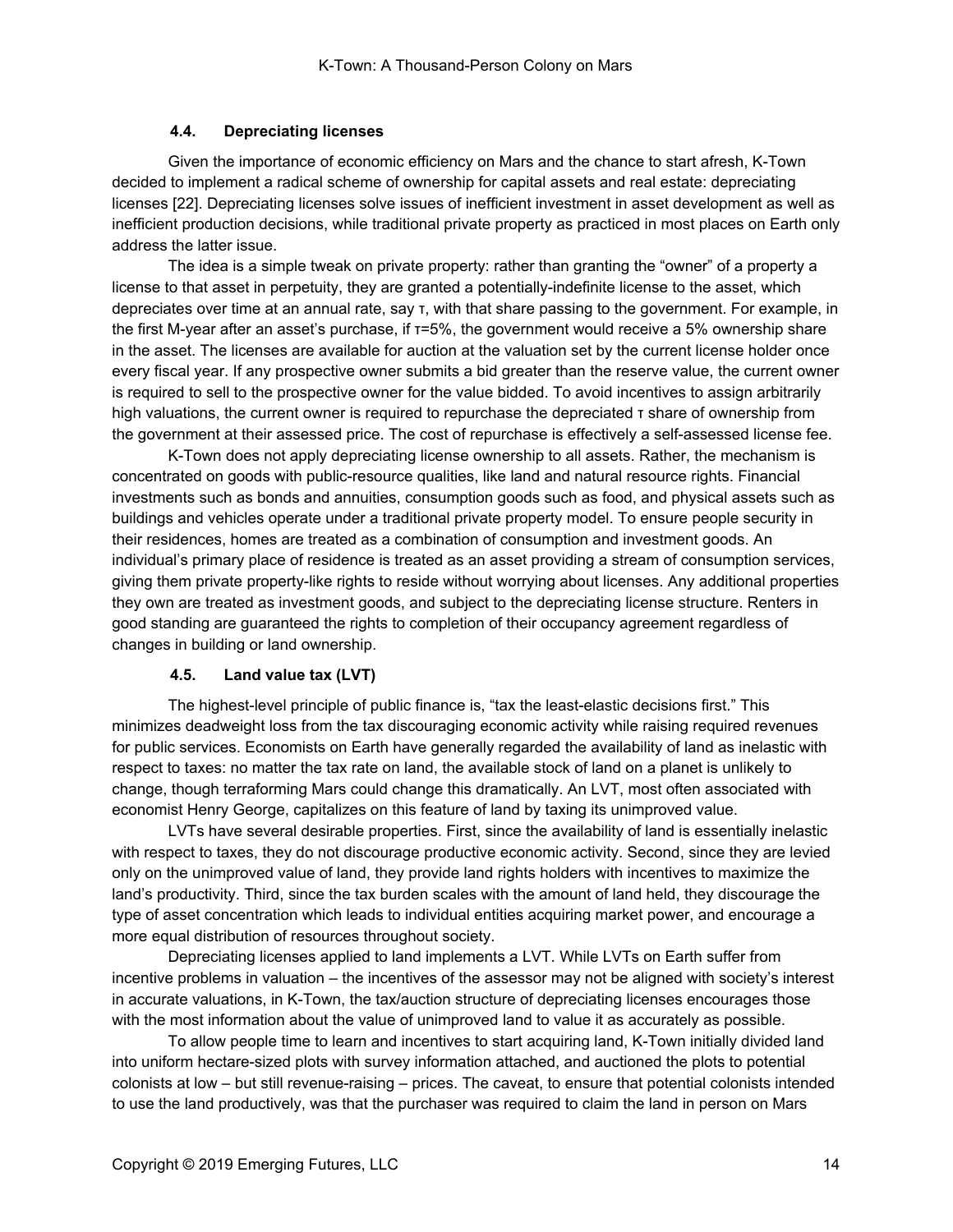### 4.4. Depreciating licenses

Given the importance of economic efficiency on Mars and the chance to start afresh, K-Town decided to implement a radical scheme of ownership for capital assets and real estate: depreciating licenses [22]. Depreciating licenses solve issues of inefficient investment in asset development as well as inefficient production decisions, while traditional private property as practiced in most places on Earth only address the latter issue.

The idea is a simple tweak on private property: rather than granting the "owner" of a property a license to that asset in perpetuity, they are granted a potentially-indefinite license to the asset, which depreciates over time at an annual rate, say $\tau$, with that share passing to the government. For example, in the first M-year after an asset's purchase, if $\tau$=5%, the government would receive a 5% ownership share in the asset. The licenses are available for auction at the valuation set by the current license holder once every fiscal year. If any prospective owner submits a bid greater than the reserve value, the current owner is required to sell to the prospective owner for the value bidded. To avoid incentives to assign arbitrarily high valuations, the current owner is required to repurchase the depreciated $\tau$ share of ownership from the government at their assessed price. The cost of repurchase is effectively a self-assessed license fee.

K-Town does not apply depreciating license ownership to all assets. Rather, the mechanism is concentrated on goods with public-resource qualities, like land and natural resource rights. Financial investments such as bonds and annuities, consumption goods such as food, and physical assets such as buildings and vehicles operate under a traditional private property model. To ensure people security in their residences, homes are treated as a combination of consumption and investment goods. An individual's primary place of residence is treated as an asset providing a stream of consumption services, giving them private property-like rights to reside without worrying about licenses. Any additional properties they own are treated as investment goods, and subject to the depreciating license structure. Renters in good standing are guaranteed the rights to completion of their occupancy agreement regardless of changes in building or land ownership.

### 4.5. Land value tax (LVT)

The highest-level principle of public finance is, "tax the least-elastic decisions first." This minimizes deadweight loss from the tax discouraging economic activity while raising required revenues for public services. Economists on Earth have generally regarded the availability of land as inelastic with respect to taxes: no matter the tax rate on land, the available stock of land on a planet is unlikely to change, though terraforming Mars could change this dramatically. An LVT, most often associated with economist Henry George, capitalizes on this feature of land by taxing its unimproved value.

LVTs have several desirable properties. First, since the availability of land is essentially inelastic with respect to taxes, they do not discourage productive economic activity. Second, since they are levied only on the unimproved value of land, they provide land rights holders with incentives to maximize the land's productivity. Third, since the tax burden scales with the amount of land held, they discourage the type of asset concentration which leads to individual entities acquiring market power, and encourage a more equal distribution of resources throughout society.

Depreciating licenses applied to land implements a LVT. While LVTs on Earth suffer from incentive problems in valuation – the incentives of the assessor may not be aligned with society's interest in accurate valuations, in K-Town, the tax/auction structure of depreciating licenses encourages those with the most information about the value of unimproved land to value it as accurately as possible.

To allow people time to learn and incentives to start acquiring land, K-Town initially divided land into uniform hectare-sized plots with survey information attached, and auctioned the plots to potential colonists at low – but still revenue-raising – prices. The caveat, to ensure that potential colonists intended to use the land productively, was that the purchaser was required to claim the land in person on Mars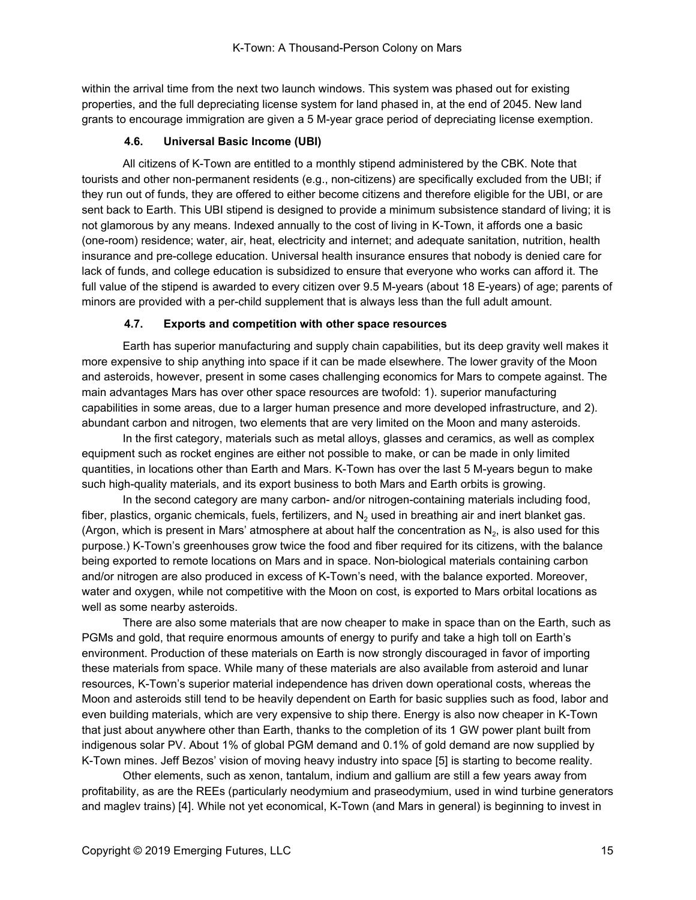within the arrival time from the next two launch windows. This system was phased out for existing properties, and the full depreciating license system for land phased in, at the end of 2045. New land grants to encourage immigration are given a 5 M-year grace period of depreciating license exemption.

### 4.6. Universal Basic Income (UBI)

All citizens of K-Town are entitled to a monthly stipend administered by the CBK. Note that tourists and other non-permanent residents (e.g., non-citizens) are specifically excluded from the UBI; if they run out of funds, they are offered to either become citizens and therefore eligible for the UBI, or are sent back to Earth. This UBI stipend is designed to provide a minimum subsistence standard of living; it is not glamorous by any means. Indexed annually to the cost of living in K-Town, it affords one a basic (one-room) residence; water, air, heat, electricity and internet; and adequate sanitation, nutrition, health insurance and pre-college education. Universal health insurance ensures that nobody is denied care for lack of funds, and college education is subsidized to ensure that everyone who works can afford it. The full value of the stipend is awarded to every citizen over 9.5 M-years (about 18 E-years) of age; parents of minors are provided with a per-child supplement that is always less than the full adult amount.

### 4.7. Exports and competition with other space resources

Earth has superior manufacturing and supply chain capabilities, but its deep gravity well makes it more expensive to ship anything into space if it can be made elsewhere. The lower gravity of the Moon and asteroids, however, present in some cases challenging economics for Mars to compete against. The main advantages Mars has over other space resources are twofold: 1). superior manufacturing capabilities in some areas, due to a larger human presence and more developed infrastructure, and 2). abundant carbon and nitrogen, two elements that are very limited on the Moon and many asteroids.

In the first category, materials such as metal alloys, glasses and ceramics, as well as complex equipment such as rocket engines are either not possible to make, or can be made in only limited quantities, in locations other than Earth and Mars. K-Town has over the last 5 M-years begun to make such high-quality materials, and its export business to both Mars and Earth orbits is growing.

In the second category are many carbon- and/or nitrogen-containing materials including food, fiber, plastics, organic chemicals, fuels, fertilizers, and $N_2$ used in breathing air and inert blanket gas. (Argon, which is present in Mars' atmosphere at about half the concentration as $N_2$, is also used for this purpose.) K-Town's greenhouses grow twice the food and fiber required for its citizens, with the balance being exported to remote locations on Mars and in space. Non-biological materials containing carbon and/or nitrogen are also produced in excess of K-Town's need, with the balance exported. Moreover, water and oxygen, while not competitive with the Moon on cost, is exported to Mars orbital locations as well as some nearby asteroids.

There are also some materials that are now cheaper to make in space than on the Earth, such as PGMs and gold, that require enormous amounts of energy to purify and take a high toll on Earth's environment. Production of these materials on Earth is now strongly discouraged in favor of importing these materials from space. While many of these materials are also available from asteroid and lunar resources, K-Town's superior material independence has driven down operational costs, whereas the Moon and asteroids still tend to be heavily dependent on Earth for basic supplies such as food, labor and even building materials, which are very expensive to ship there. Energy is also now cheaper in K-Town that just about anywhere other than Earth, thanks to the completion of its 1 GW power plant built from indigenous solar PV. About 1% of global PGM demand and 0.1% of gold demand are now supplied by K-Town mines. Jeff Bezos' vision of moving heavy industry into space [5] is starting to become reality.

Other elements, such as xenon, tantalum, indium and gallium are still a few years away from profitability, as are the REEs (particularly neodymium and praseodymium, used in wind turbine generators and maglev trains) [4]. While not yet economical, K-Town (and Mars in general) is beginning to invest in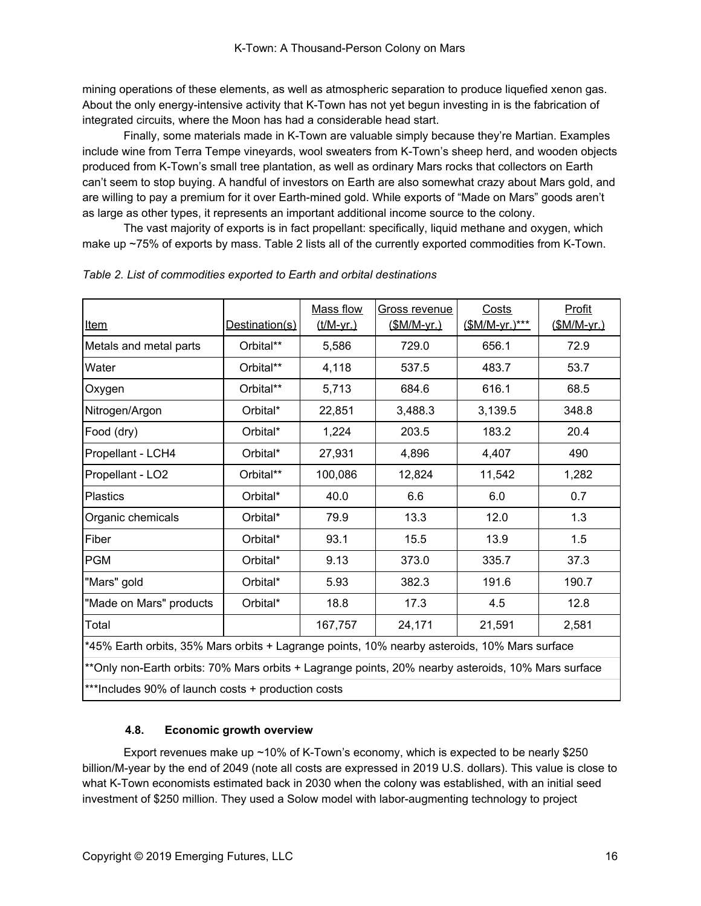mining operations of these elements, as well as atmospheric separation to produce liquefied xenon gas. About the only energy-intensive activity that K-Town has not yet begun investing in is the fabrication of integrated circuits, where the Moon has had a considerable head start.

Finally, some materials made in K-Town are valuable simply because they're Martian. Examples include wine from Terra Tempe vineyards, wool sweaters from K-Town's sheep herd, and wooden objects produced from K-Town's small tree plantation, as well as ordinary Mars rocks that collectors on Earth can't seem to stop buying. A handful of investors on Earth are also somewhat crazy about Mars gold, and are willing to pay a premium for it over Earth-mined gold. While exports of "Made on Mars" goods aren't as large as other types, it represents an important additional income source to the colony.

The vast majority of exports is in fact propellant: specifically, liquid methane and oxygen, which make up ~75% of exports by mass. Table 2 lists all of the currently exported commodities from K-Town.

*Table 2. List of commodities exported to Earth and orbital destinations*

| Item | Destination(s) | Mass flow (t/M-yr.) | Gross revenue ($M/M-yr.) | Costs ($M/M-yr.)*** | Profit ($M/M-yr.) |
|---|---|---|---|---|---|
| Metals and metal parts | Orbital** | 5,586 | 729.0 | 656.1 | 72.9 |
| Water | Orbital** | 4,118 | 537.5 | 483.7 | 53.7 |
| Oxygen | Orbital** | 5,713 | 684.6 | 616.1 | 68.5 |
| Nitrogen/Argon | Orbital* | 22,851 | 3,488.3 | 3,139.5 | 348.8 |
| Food (dry) | Orbital* | 1,224 | 203.5 | 183.2 | 20.4 |
| Propellant - LCH4 | Orbital* | 27,931 | 4,896 | 4,407 | 490 |
| Propellant - LO2 | Orbital** | 100,086 | 12,824 | 11,542 | 1,282 |
| Plastics | Orbital* | 40.0 | 6.6 | 6.0 | 0.7 |
| Organic chemicals | Orbital* | 79.9 | 13.3 | 12.0 | 1.3 |
| Fiber | Orbital* | 93.1 | 15.5 | 13.9 | 1.5 |
| PGM | Orbital* | 9.13 | 373.0 | 335.7 | 37.3 |
| "Mars" gold | Orbital* | 5.93 | 382.3 | 191.6 | 190.7 |
| "Made on Mars" products | Orbital* | 18.8 | 17.3 | 4.5 | 12.8 |
| Total | | 167,757 | 24,171 | 21,591 | 2,581 |

*45% Earth orbits, 35% Mars orbits + Lagrange points, 10% nearby asteroids, 10% Mars surface

**Only non-Earth orbits: 70% Mars orbits + Lagrange points, 20% nearby asteroids, 10% Mars surface

***Includes 90% of launch costs + production costs

### 4.8. Economic growth overview

Export revenues make up ~10% of K-Town's economy, which is expected to be nearly $250 billion/M-year by the end of 2049 (note all costs are expressed in 2019 U.S. dollars). This value is close to what K-Town economists estimated back in 2030 when the colony was established, with an initial seed investment of $250 million. They used a Solow model with labor-augmenting technology to project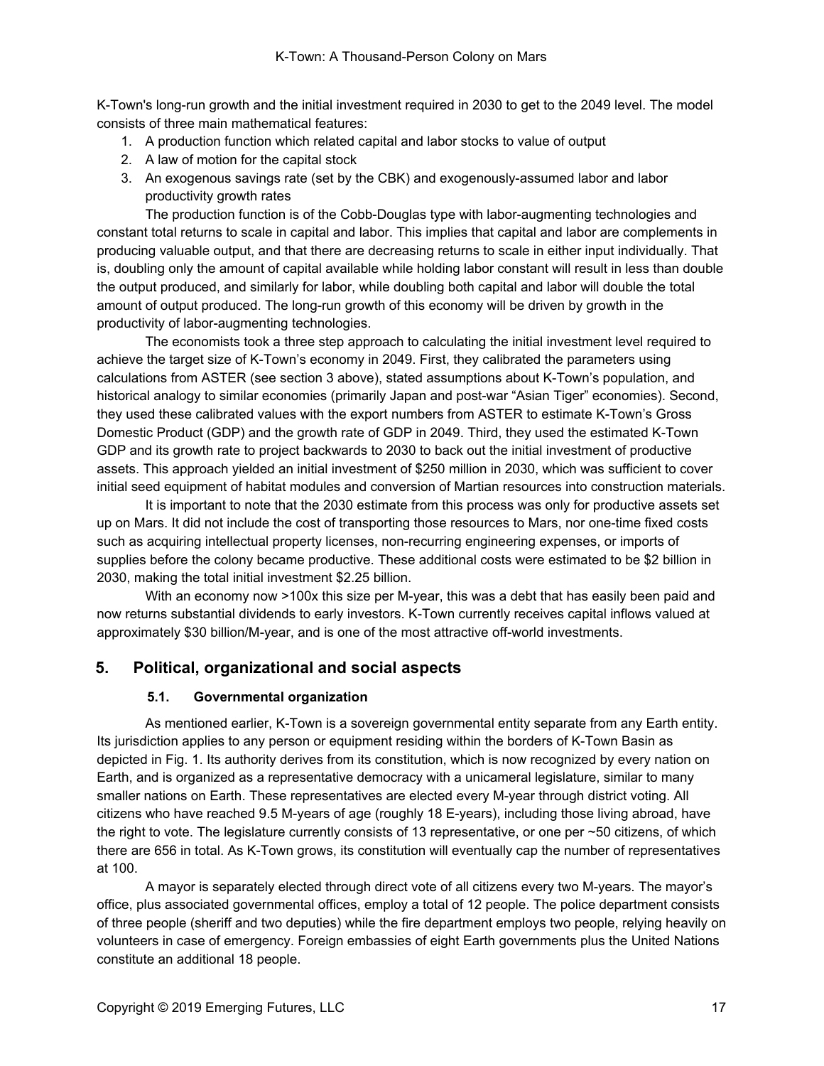K-Town's long-run growth and the initial investment required in 2030 to get to the 2049 level. The model consists of three main mathematical features:

1. A production function which related capital and labor stocks to value of output
2. A law of motion for the capital stock
3. An exogenous savings rate (set by the CBK) and exogenously-assumed labor and labor productivity growth rates

The production function is of the Cobb-Douglas type with labor-augmenting technologies and constant total returns to scale in capital and labor. This implies that capital and labor are complements in producing valuable output, and that there are decreasing returns to scale in either input individually. That is, doubling only the amount of capital available while holding labor constant will result in less than double the output produced, and similarly for labor, while doubling both capital and labor will double the total amount of output produced. The long-run growth of this economy will be driven by growth in the productivity of labor-augmenting technologies.

The economists took a three step approach to calculating the initial investment level required to achieve the target size of K-Town's economy in 2049. First, they calibrated the parameters using calculations from ASTER (see section 3 above), stated assumptions about K-Town's population, and historical analogy to similar economies (primarily Japan and post-war "Asian Tiger" economies). Second, they used these calibrated values with the export numbers from ASTER to estimate K-Town's Gross Domestic Product (GDP) and the growth rate of GDP in 2049. Third, they used the estimated K-Town GDP and its growth rate to project backwards to 2030 to back out the initial investment of productive assets. This approach yielded an initial investment of $250 million in 2030, which was sufficient to cover initial seed equipment of habitat modules and conversion of Martian resources into construction materials.

It is important to note that the 2030 estimate from this process was only for productive assets set up on Mars. It did not include the cost of transporting those resources to Mars, nor one-time fixed costs such as acquiring intellectual property licenses, non-recurring engineering expenses, or imports of supplies before the colony became productive. These additional costs were estimated to be $2 billion in 2030, making the total initial investment $2.25 billion.

With an economy now >100x this size per M-year, this was a debt that has easily been paid and now returns substantial dividends to early investors. K-Town currently receives capital inflows valued at approximately $30 billion/M-year, and is one of the most attractive off-world investments.

## 5. Political, organizational and social aspects

### 5.1. Governmental organization

As mentioned earlier, K-Town is a sovereign governmental entity separate from any Earth entity. Its jurisdiction applies to any person or equipment residing within the borders of K-Town Basin as depicted in Fig. 1. Its authority derives from its constitution, which is now recognized by every nation on Earth, and is organized as a representative democracy with a unicameral legislature, similar to many smaller nations on Earth. These representatives are elected every M-year through district voting. All citizens who have reached 9.5 M-years of age (roughly 18 E-years), including those living abroad, have the right to vote. The legislature currently consists of 13 representative, or one per ~50 citizens, of which there are 656 in total. As K-Town grows, its constitution will eventually cap the number of representatives at 100.

A mayor is separately elected through direct vote of all citizens every two M-years. The mayor's office, plus associated governmental offices, employ a total of 12 people. The police department consists of three people (sheriff and two deputies) while the fire department employs two people, relying heavily on volunteers in case of emergency. Foreign embassies of eight Earth governments plus the United Nations constitute an additional 18 people.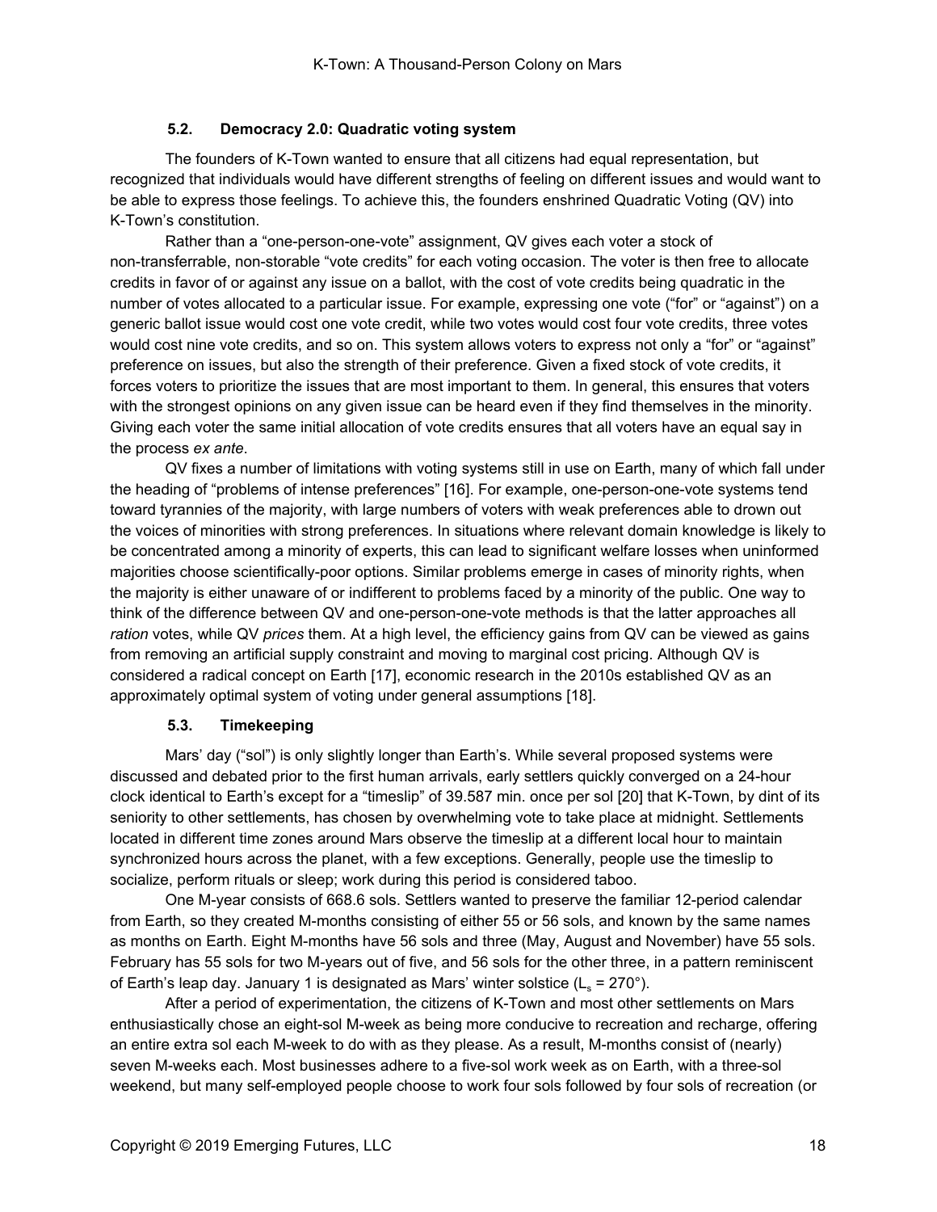### 5.2. Democracy 2.0: Quadratic voting system

The founders of K-Town wanted to ensure that all citizens had equal representation, but recognized that individuals would have different strengths of feeling on different issues and would want to be able to express those feelings. To achieve this, the founders enshrined Quadratic Voting (QV) into K-Town's constitution.

Rather than a "one-person-one-vote" assignment, QV gives each voter a stock of non-transferrable, non-storable "vote credits" for each voting occasion. The voter is then free to allocate credits in favor of or against any issue on a ballot, with the cost of vote credits being quadratic in the number of votes allocated to a particular issue. For example, expressing one vote ("for" or "against") on a generic ballot issue would cost one vote credit, while two votes would cost four vote credits, three votes would cost nine vote credits, and so on. This system allows voters to express not only a "for" or "against" preference on issues, but also the strength of their preference. Given a fixed stock of vote credits, it forces voters to prioritize the issues that are most important to them. In general, this ensures that voters with the strongest opinions on any given issue can be heard even if they find themselves in the minority. Giving each voter the same initial allocation of vote credits ensures that all voters have an equal say in the process *ex ante*.

QV fixes a number of limitations with voting systems still in use on Earth, many of which fall under the heading of "problems of intense preferences" [16]. For example, one-person-one-vote systems tend toward tyrannies of the majority, with large numbers of voters with weak preferences able to drown out the voices of minorities with strong preferences. In situations where relevant domain knowledge is likely to be concentrated among a minority of experts, this can lead to significant welfare losses when uninformed majorities choose scientifically-poor options. Similar problems emerge in cases of minority rights, when the majority is either unaware of or indifferent to problems faced by a minority of the public. One way to think of the difference between QV and one-person-one-vote methods is that the latter approaches all *ration* votes, while QV *prices* them. At a high level, the efficiency gains from QV can be viewed as gains from removing an artificial supply constraint and moving to marginal cost pricing. Although QV is considered a radical concept on Earth [17], economic research in the 2010s established QV as an approximately optimal system of voting under general assumptions [18].

### 5.3. Timekeeping

Mars' day ("sol") is only slightly longer than Earth's. While several proposed systems were discussed and debated prior to the first human arrivals, early settlers quickly converged on a 24-hour clock identical to Earth's except for a "timeslip" of 39.587 min. once per sol [20] that K-Town, by dint of its seniority to other settlements, has chosen by overwhelming vote to take place at midnight. Settlements located in different time zones around Mars observe the timeslip at a different local hour to maintain synchronized hours across the planet, with a few exceptions. Generally, people use the timeslip to socialize, perform rituals or sleep; work during this period is considered taboo.

One M-year consists of 668.6 sols. Settlers wanted to preserve the familiar 12-period calendar from Earth, so they created M-months consisting of either 55 or 56 sols, and known by the same names as months on Earth. Eight M-months have 56 sols and three (May, August and November) have 55 sols. February has 55 sols for two M-years out of five, and 56 sols for the other three, in a pattern reminiscent of Earth's leap day. January 1 is designated as Mars' winter solstice ($L_s = 270°$).

After a period of experimentation, the citizens of K-Town and most other settlements on Mars enthusiastically chose an eight-sol M-week as being more conducive to recreation and recharge, offering an entire extra sol each M-week to do with as they please. As a result, M-months consist of (nearly) seven M-weeks each. Most businesses adhere to a five-sol work week as on Earth, with a three-sol weekend, but many self-employed people choose to work four sols followed by four sols of recreation (or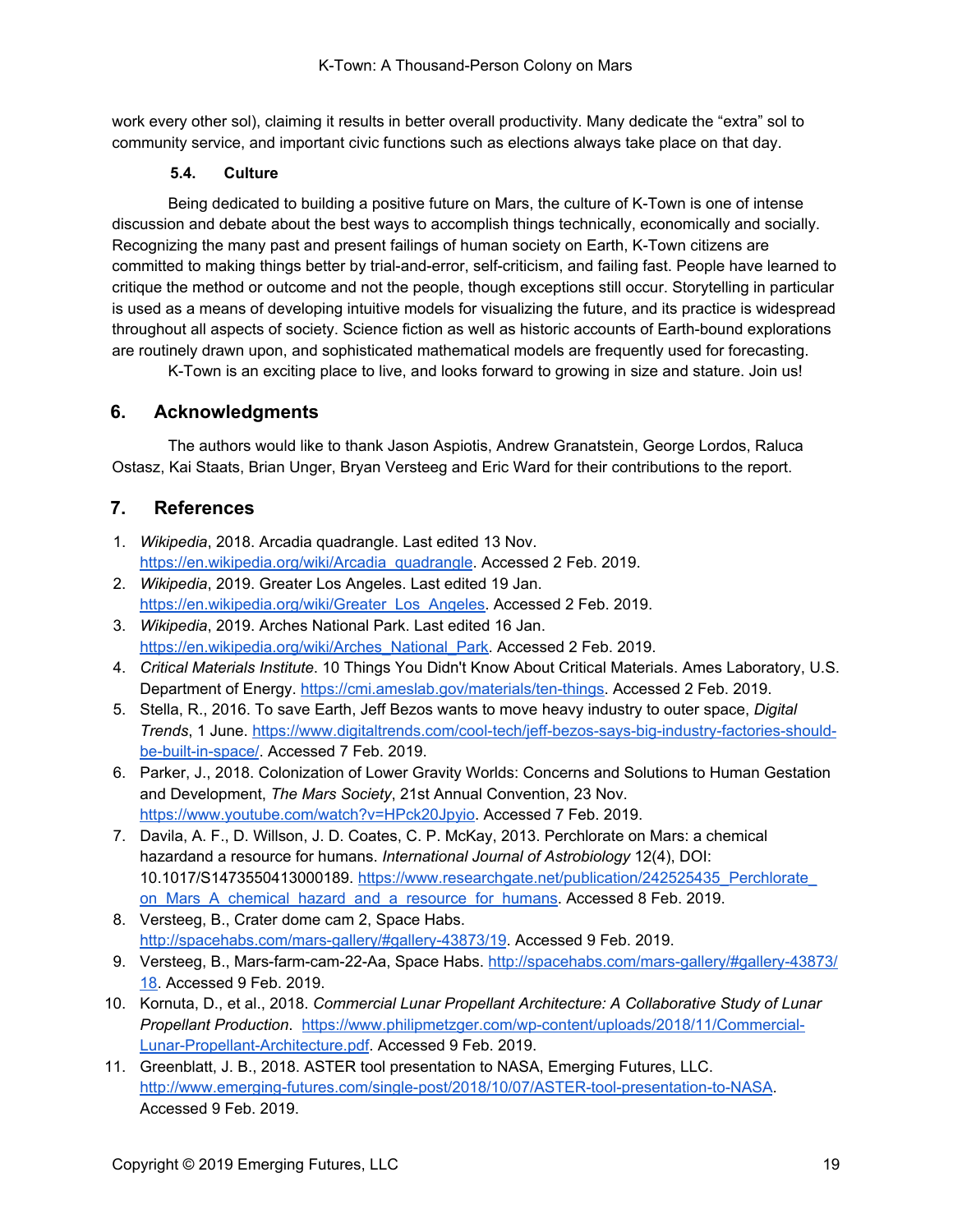work every other sol), claiming it results in better overall productivity. Many dedicate the "extra" sol to community service, and important civic functions such as elections always take place on that day.

### 5.4. Culture

Being dedicated to building a positive future on Mars, the culture of K-Town is one of intense discussion and debate about the best ways to accomplish things technically, economically and socially. Recognizing the many past and present failings of human society on Earth, K-Town citizens are committed to making things better by trial-and-error, self-criticism, and failing fast. People have learned to critique the method or outcome and not the people, though exceptions still occur. Storytelling in particular is used as a means of developing intuitive models for visualizing the future, and its practice is widespread throughout all aspects of society. Science fiction as well as historic accounts of Earth-bound explorations are routinely drawn upon, and sophisticated mathematical models are frequently used for forecasting.

K-Town is an exciting place to live, and looks forward to growing in size and stature. Join us!

## 6. Acknowledgments

The authors would like to thank Jason Aspiotis, Andrew Granatstein, George Lordos, Raluca Ostasz, Kai Staats, Brian Unger, Bryan Versteeg and Eric Ward for their contributions to the report.

## 7. References

1. *Wikipedia*, 2018. Arcadia quadrangle. Last edited 13 Nov. https://en.wikipedia.org/wiki/Arcadia_quadrangle. Accessed 2 Feb. 2019.
2. *Wikipedia*, 2019. Greater Los Angeles. Last edited 19 Jan. https://en.wikipedia.org/wiki/Greater_Los_Angeles. Accessed 2 Feb. 2019.
3. *Wikipedia*, 2019. Arches National Park. Last edited 16 Jan. https://en.wikipedia.org/wiki/Arches_National_Park. Accessed 2 Feb. 2019.
4. *Critical Materials Institute*. 10 Things You Didn't Know About Critical Materials. Ames Laboratory, U.S. Department of Energy. https://cmi.ameslab.gov/materials/ten-things. Accessed 2 Feb. 2019.
5. Stella, R., 2016. To save Earth, Jeff Bezos wants to move heavy industry to outer space, *Digital Trends*, 1 June. https://www.digitaltrends.com/cool-tech/jeff-bezos-says-big-industry-factories-should-be-built-in-space/. Accessed 7 Feb. 2019.
6. Parker, J., 2018. Colonization of Lower Gravity Worlds: Concerns and Solutions to Human Gestation and Development, *The Mars Society*, 21st Annual Convention, 23 Nov. https://www.youtube.com/watch?v=HPck20Jpyio. Accessed 7 Feb. 2019.
7. Davila, A. F., D. Willson, J. D. Coates, C. P. McKay, 2013. Perchlorate on Mars: a chemical hazardand a resource for humans. *International Journal of Astrobiology* 12(4), DOI: 10.1017/S1473550413000189. https://www.researchgate.net/publication/242525435_Perchlorate_on_Mars_A_chemical_hazard_and_a_resource_for_humans. Accessed 8 Feb. 2019.
8. Versteeg, B., Crater dome cam 2, Space Habs. http://spacehabs.com/mars-gallery/#gallery-43873/19. Accessed 9 Feb. 2019.
9. Versteeg, B., Mars-farm-cam-22-Aa, Space Habs. http://spacehabs.com/mars-gallery/#gallery-43873/18. Accessed 9 Feb. 2019.
10. Kornuta, D., et al., 2018. *Commercial Lunar Propellant Architecture: A Collaborative Study of Lunar Propellant Production*. https://www.philipmetzger.com/wp-content/uploads/2018/11/Commercial-Lunar-Propellant-Architecture.pdf. Accessed 9 Feb. 2019.
11. Greenblatt, J. B., 2018. ASTER tool presentation to NASA, Emerging Futures, LLC. http://www.emerging-futures.com/single-post/2018/10/07/ASTER-tool-presentation-to-NASA. Accessed 9 Feb. 2019.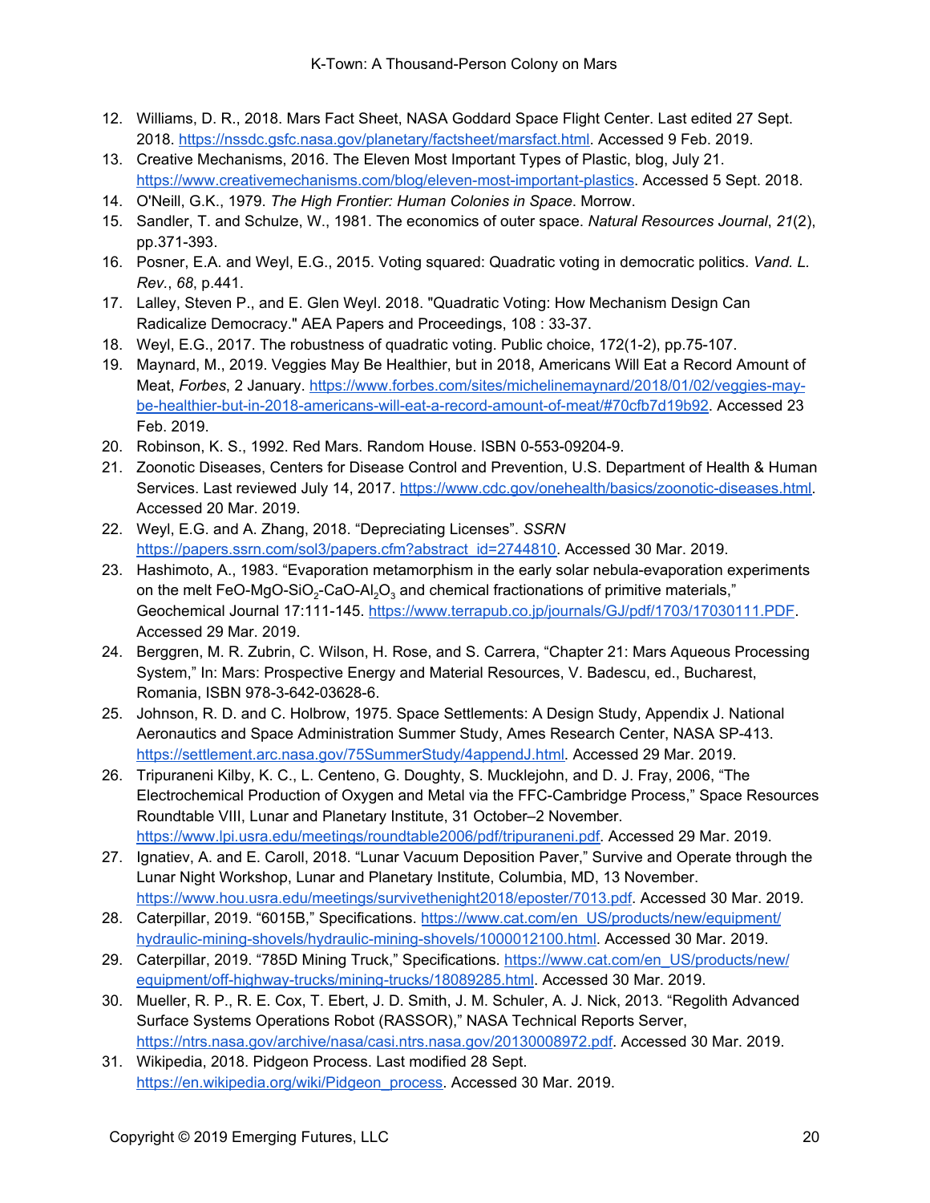12. Williams, D. R., 2018. Mars Fact Sheet, NASA Goddard Space Flight Center. Last edited 27 Sept. 2018. https://nssdc.gsfc.nasa.gov/planetary/factsheet/marsfact.html. Accessed 9 Feb. 2019.
13. Creative Mechanisms, 2016. The Eleven Most Important Types of Plastic, blog, July 21. https://www.creativemechanisms.com/blog/eleven-most-important-plastics. Accessed 5 Sept. 2018.
14. O'Neill, G.K., 1979. *The High Frontier: Human Colonies in Space*. Morrow.
15. Sandler, T. and Schulze, W., 1981. The economics of outer space. *Natural Resources Journal*, *21*(2), pp.371-393.
16. Posner, E.A. and Weyl, E.G., 2015. Voting squared: Quadratic voting in democratic politics. *Vand. L. Rev.*, *68*, p.441.
17. Lalley, Steven P., and E. Glen Weyl. 2018. "Quadratic Voting: How Mechanism Design Can Radicalize Democracy." AEA Papers and Proceedings, 108 : 33-37.
18. Weyl, E.G., 2017. The robustness of quadratic voting. Public choice, 172(1-2), pp.75-107.
19. Maynard, M., 2019. Veggies May Be Healthier, but in 2018, Americans Will Eat a Record Amount of Meat, *Forbes*, 2 January. https://www.forbes.com/sites/michelinemaynard/2018/01/02/veggies-may-be-healthier-but-in-2018-americans-will-eat-a-record-amount-of-meat/#70cfb7d19b92. Accessed 23 Feb. 2019.
20. Robinson, K. S., 1992. Red Mars. Random House. ISBN 0-553-09204-9.
21. Zoonotic Diseases, Centers for Disease Control and Prevention, U.S. Department of Health & Human Services. Last reviewed July 14, 2017. https://www.cdc.gov/onehealth/basics/zoonotic-diseases.html. Accessed 20 Mar. 2019.
22. Weyl, E.G. and A. Zhang, 2018. "Depreciating Licenses". *SSRN* https://papers.ssrn.com/sol3/papers.cfm?abstract_id=2744810. Accessed 30 Mar. 2019.
23. Hashimoto, A., 1983. "Evaporation metamorphism in the early solar nebula-evaporation experiments on the melt FeO-MgO-$SiO_2$-CaO-$Al_2O_3$ and chemical fractionations of primitive materials," Geochemical Journal 17:111-145. https://www.terrapub.co.jp/journals/GJ/pdf/1703/17030111.PDF. Accessed 29 Mar. 2019.
24. Berggren, M. R. Zubrin, C. Wilson, H. Rose, and S. Carrera, "Chapter 21: Mars Aqueous Processing System," In: Mars: Prospective Energy and Material Resources, V. Badescu, ed., Bucharest, Romania, ISBN 978-3-642-03628-6.
25. Johnson, R. D. and C. Holbrow, 1975. Space Settlements: A Design Study, Appendix J. National Aeronautics and Space Administration Summer Study, Ames Research Center, NASA SP-413. https://settlement.arc.nasa.gov/75SummerStudy/4appendJ.html. Accessed 29 Mar. 2019.
26. Tripuraneni Kilby, K. C., L. Centeno, G. Doughty, S. Mucklejohn, and D. J. Fray, 2006, "The Electrochemical Production of Oxygen and Metal via the FFC-Cambridge Process," Space Resources Roundtable VIII, Lunar and Planetary Institute, 31 October–2 November. https://www.lpi.usra.edu/meetings/roundtable2006/pdf/tripuraneni.pdf. Accessed 29 Mar. 2019.
27. Ignatiev, A. and E. Caroll, 2018. "Lunar Vacuum Deposition Paver," Survive and Operate through the Lunar Night Workshop, Lunar and Planetary Institute, Columbia, MD, 13 November. https://www.hou.usra.edu/meetings/survivethenight2018/eposter/7013.pdf. Accessed 30 Mar. 2019.
28. Caterpillar, 2019. "6015B," Specifications. https://www.cat.com/en_US/products/new/equipment/hydraulic-mining-shovels/hydraulic-mining-shovels/1000012100.html. Accessed 30 Mar. 2019.
29. Caterpillar, 2019. "785D Mining Truck," Specifications. https://www.cat.com/en_US/products/new/equipment/off-highway-trucks/mining-trucks/18089285.html. Accessed 30 Mar. 2019.
30. Mueller, R. P., R. E. Cox, T. Ebert, J. D. Smith, J. M. Schuler, A. J. Nick, 2013. "Regolith Advanced Surface Systems Operations Robot (RASSOR)," NASA Technical Reports Server, https://ntrs.nasa.gov/archive/nasa/casi.ntrs.nasa.gov/20130008972.pdf. Accessed 30 Mar. 2019.
31. Wikipedia, 2018. Pidgeon Process. Last modified 28 Sept. https://en.wikipedia.org/wiki/Pidgeon_process. Accessed 30 Mar. 2019.